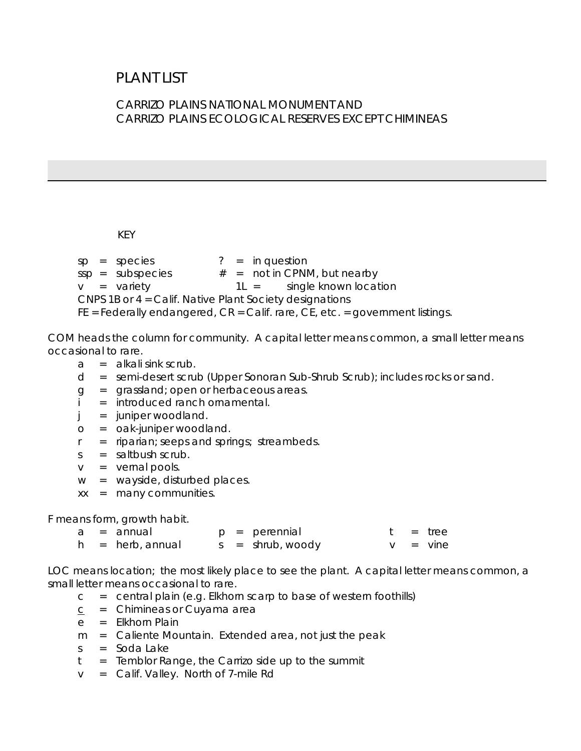# PLANT LIST

## CARRIZO PLAINS NATIONAL MONUMENT AND CARRIZO PLAINS ECOLOGICAL RESERVES EXCEPT CHIMINEAS

### KEY

sp = species ? = in question
ssp = subspecies # = not in CPNM, but nearby
v = variety 1L = single known location
CNPS 1B or 4 = Calif. Native Plant Society designations
FE = Federally endangered, CR = Calif. rare, CE, etc. = government listings.

COM heads the column for community. A capital letter means common, a small letter means occasional to rare.

- a = alkali sink scrub.
- d = semi-desert scrub (Upper Sonoran Sub-Shrub Scrub); includes rocks or sand.
- g = grassland; open or herbaceous areas.
- i = introduced ranch ornamental.
- j = juniper woodland.
- o = oak-juniper woodland.
- r = riparian; seeps and springs; streambeds.
- s = saltbush scrub.
- v = vernal pools.
- w = wayside, disturbed places.
- xx = many communities.

F means form, growth habit.

| | | | | | | | |
|---|---|---|---|---|---|---|---|
| a = annual | | p = perennial | | t = tree | | | |
| h = herb, annual | | s = shrub, woody | | v = vine | | | |

LOC means location; the most likely place to see the plant. A capital letter means common, a small letter means occasional to rare.

- c = central plain (e.g. Elkhorn scarp to base of western foothills)
- <u>c</u> = Chimineas or Cuyama area
- e = Elkhorn Plain
- m = Caliente Mountain. Extended area, not just the peak
- s = Soda Lake
- t = Temblor Range, the Carrizo side up to the summit
- v = Calif. Valley. North of 7-mile Rd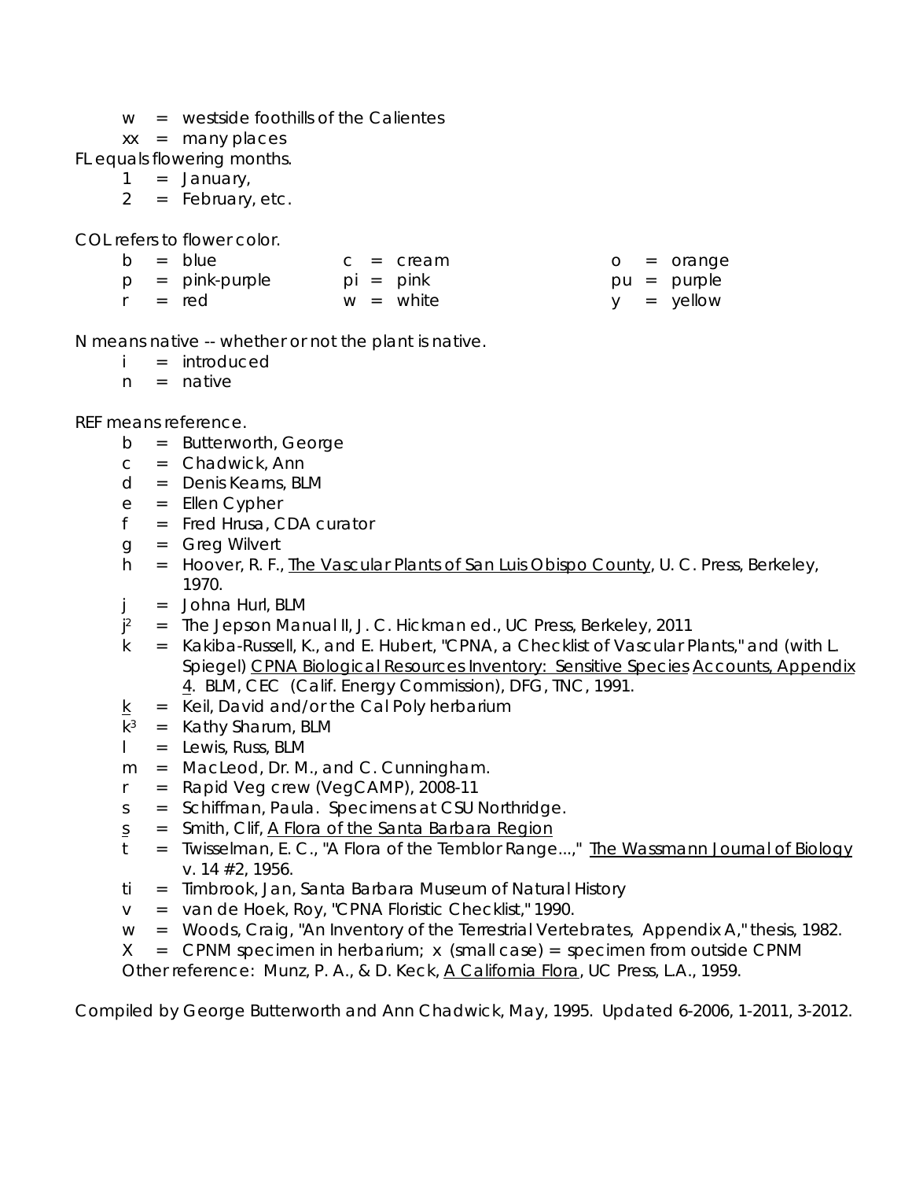- w = westside foothills of the Calientes
- xx = many places

FL equals flowering months.

- 1 = January,
- 2 = February, etc.

COL refers to flower color.

| | | |
|---|---|---|
| b = blue | c = cream | o = orange |
| p = pink-purple | pi = pink | pu = purple |
| r = red | w = white | y = yellow |

N means native -- whether or not the plant is native.

- i = introduced
- n = native

REF means reference.

- b = Butterworth, George
- c = Chadwick, Ann
- d = Denis Kearns, BLM
- e = Ellen Cypher
- f = Fred Hrusa, CDA curator
- g = Greg Wilvert
- h = Hoover, R. F., The Vascular Plants of San Luis Obispo County, U. C. Press, Berkeley, 1970.
- j = Johna Hurl, BLM
- $j^2$ = The Jepson Manual II, J. C. Hickman ed., UC Press, Berkeley, 2011
- k = Kakiba-Russell, K., and E. Hubert, "CPNA, a Checklist of Vascular Plants," and (with L. Spiegel) CPNA Biological Resources Inventory: Sensitive Species Accounts, Appendix 4. BLM, CEC (Calif. Energy Commission), DFG, TNC, 1991.
- k (underlined) = Keil, David and/or the Cal Poly herbarium
- $k^3$ = Kathy Sharum, BLM
- l = Lewis, Russ, BLM
- m = MacLeod, Dr. M., and C. Cunningham.
- r = Rapid Veg crew (VegCAMP), 2008-11
- s = Schiffman, Paula. Specimens at CSU Northridge.
- s (underlined) = Smith, Clif, A Flora of the Santa Barbara Region
- t = Twisselman, E. C., "A Flora of the Temblor Range...," The Wassmann Journal of Biology v. 14 #2, 1956.
- ti = Timbrook, Jan, Santa Barbara Museum of Natural History
- v = van de Hoek, Roy, "CPNA Floristic Checklist," 1990.
- w = Woods, Craig, "An Inventory of the Terrestrial Vertebrates, Appendix A," thesis, 1982.
- X = CPNM specimen in herbarium; x (small case) = specimen from outside CPNM

Other reference: Munz, P. A., & D. Keck, A California Flora, UC Press, L.A., 1959.

Compiled by George Butterworth and Ann Chadwick, May, 1995. Updated 6-2006, 1-2011, 3-2012.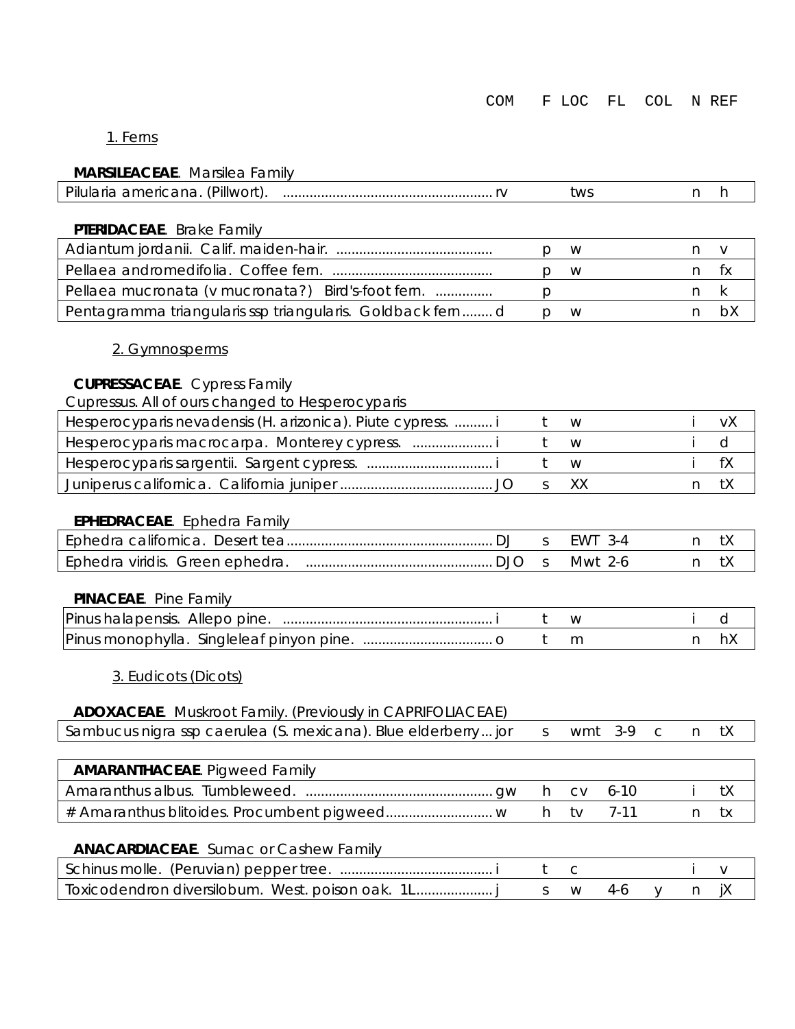| | COM | F | LOC | FL | COL | N | REF |
|---|---|---|---|---|---|---|---|

## 1. Ferns

**MARSILEACEAE**. Marsilea Family

| | COM | F | LOC | FL | COL | N | REF |
|---|---|---|---|---|---|---|---|
| Pilularia americana. (Pillwort). | rv | | tws | | | n | h |

**PTERIDACEAE**. Brake Family

| | COM | F | LOC | FL | COL | N | REF |
|---|---|---|---|---|---|---|---|
| Adiantum jordanii. Calif. maiden-hair. | | p | w | | | n | v |
| Pellaea andromedifolia. Coffee fern. | | p | w | | | n | fx |
| Pellaea mucronata (v mucronata?) Bird's-foot fern. | | p | | | | n | k |
| Pentagramma triangularis ssp triangularis. Goldback fern | d | p | w | | | n | bX |

## 2. Gymnosperms

**CUPRESSACEAE**. Cypress Family

Cupressus. All of ours changed to Hesperocyparis

| | COM | F | LOC | FL | COL | N | REF |
|---|---|---|---|---|---|---|---|
| Hesperocyparis nevadensis (H. arizonica). Piute cypress. | i | t | w | | | i | vX |
| Hesperocyparis macrocarpa. Monterey cypress. | i | t | w | | | i | d |
| Hesperocyparis sargentii. Sargent cypress. | i | t | w | | | i | fX |
| Juniperus californica. California juniper | JO | s | XX | | | n | tX |

**EPHEDRACEAE**. Ephedra Family

| | COM | F | LOC | FL | COL | N | REF |
|---|---|---|---|---|---|---|---|
| Ephedra californica. Desert tea | DJ | s | EWT | 3-4 | | n | tX |
| Ephedra viridis. Green ephedra. | DJO | s | Mwt | 2-6 | | n | tX |

**PINACEAE**. Pine Family

| | COM | F | LOC | FL | COL | N | REF |
|---|---|---|---|---|---|---|---|
| Pinus halapensis. Allepo pine. | i | t | w | | | i | d |
| Pinus monophylla. Singleleaf pinyon pine. | o | t | m | | | n | hX |

## 3. Eudicots (Dicots)

**ADOXACEAE**. Muskroot Family. (Previously in CAPRIFOLIACEAE)

| | COM | F | LOC | FL | COL | N | REF |
|---|---|---|---|---|---|---|---|
| Sambucus nigra ssp caerulea (S. mexicana). Blue elderberry | jor | s | wmt | 3-9 | c | n | tX |

**AMARANTHACEAE**. Pigweed Family

| | COM | F | LOC | FL | COL | N | REF |
|---|---|---|---|---|---|---|---|
| Amaranthus albus. Tumbleweed. | gw | h | cv | 6-10 | | i | tX |
| # Amaranthus blitoides. Procumbent pigweed | w | h | tv | 7-11 | | n | tx |

**ANACARDIACEAE**. Sumac or Cashew Family

| | COM | F | LOC | FL | COL | N | REF |
|---|---|---|---|---|---|---|---|
| Schinus molle. (Peruvian) pepper tree. | i | t | c | | | i | v |
| Toxicodendron diversilobum. West. poison oak. 1L | j | s | w | 4-6 | y | n | jX |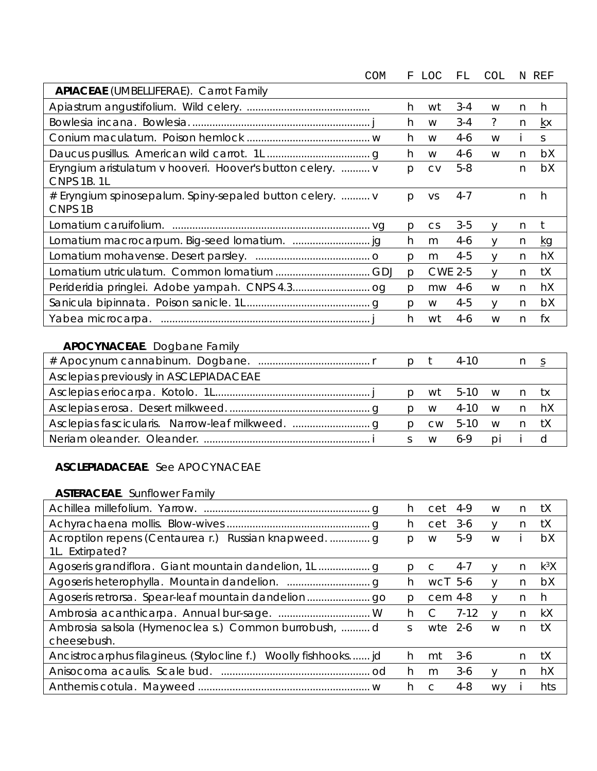| | COM | F | LOC | FL | COL | N | REF |
|---|---|---|---|---|---|---|---|
| **APIACEAE** (UMBELLIFERAE). Carrot Family | | | | | | | |
| Apiastrum angustifolium. Wild celery. | | h | wt | 3-4 | w | n | h |
| Bowlesia incana. Bowlesia. | j | h | w | 3-4 | ? | n | kx |
| Conium maculatum. Poison hemlock | w | h | w | 4-6 | w | i | s |
| Daucus pusillus. American wild carrot. 1L | g | h | w | 4-6 | w | n | bX |
| Eryngium aristulatum v hooveri. Hoover's button celery. CNPS 1B. 1L | v | p | cv | 5-8 | | n | bX |
| # Eryngium spinosepalum. Spiny-sepaled button celery. CNPS 1B | v | p | vs | 4-7 | | n | h |
| Lomatium caruifolium. | vg | p | cs | 3-5 | y | n | t |
| Lomatium macrocarpum. Big-seed lomatium. | jg | h | m | 4-6 | y | n | kg |
| Lomatium mohavense. Desert parsley. | o | p | m | 4-5 | y | n | hX |
| Lomatium utriculatum. Common lomatium | GDJ | p | CWE | 2-5 | y | n | tX |
| Perideridia pringlei. Adobe yampah. CNPS 4.3 | og | p | mw | 4-6 | w | n | hX |
| Sanicula bipinnata. Poison sanicle. 1L | g | p | w | 4-5 | y | n | bX |
| Yabea microcarpa. | j | h | wt | 4-6 | w | n | fx |

| | COM | F | LOC | FL | COL | N | REF |
|---|---|---|---|---|---|---|---|
| **APOCYNACEAE**. Dogbane Family | | | | | | | |
| # Apocynum cannabinum. Dogbane. | r | p | t | 4-10 | | n | s |
| Asclepias previously in ASCLEPIADACEAE | | | | | | | |
| Asclepias eriocarpa. Kotolo. 1L | j | p | wt | 5-10 | w | n | tx |
| Asclepias erosa. Desert milkweed. | g | p | w | 4-10 | w | n | hX |
| Asclepias fascicularis. Narrow-leaf milkweed. | g | p | cw | 5-10 | w | n | tX |
| Neriam oleander. Oleander. | i | s | w | 6-9 | pi | i | d |

**ASCLEPIADACEAE**. See APOCYNACEAE

| | COM | F | LOC | FL | COL | N | REF |
|---|---|---|---|---|---|---|---|
| **ASTERACEAE**. Sunflower Family | | | | | | | |
| Achillea millefolium. Yarrow. | g | h | cet | 4-9 | w | n | tX |
| Achyrachaena mollis. Blow-wives | g | h | cet | 3-6 | y | n | tX |
| Acroptilon repens (Centaurea r.) Russian knapweed. 1L. Extirpated? | g | p | w | 5-9 | w | i | bX |
| Agoseris grandiflora. Giant mountain dandelion, 1L | g | p | c | 4-7 | y | n | k[3]X |
| Agoseris heterophylla. Mountain dandelion. | g | h | wcT | 5-6 | y | n | bX |
| Agoseris retrorsa. Spear-leaf mountain dandelion | go | p | cem | 4-8 | y | n | h |
| Ambrosia acanthicarpa. Annual bur-sage. | W | h | C | 7-12 | y | n | kX |
| Ambrosia salsola (Hymenoclea s.) Common burrobush, cheesebush. | d | s | wte | 2-6 | w | n | tX |
| Ancistrocarphus filagineus. (Stylocline f.) Woolly fishhooks. | jd | h | mt | 3-6 | | n | tX |
| Anisocoma acaulis. Scale bud. | od | h | m | 3-6 | y | n | hX |
| Anthemis cotula. Mayweed | w | h | c | 4-8 | wy | i | hts |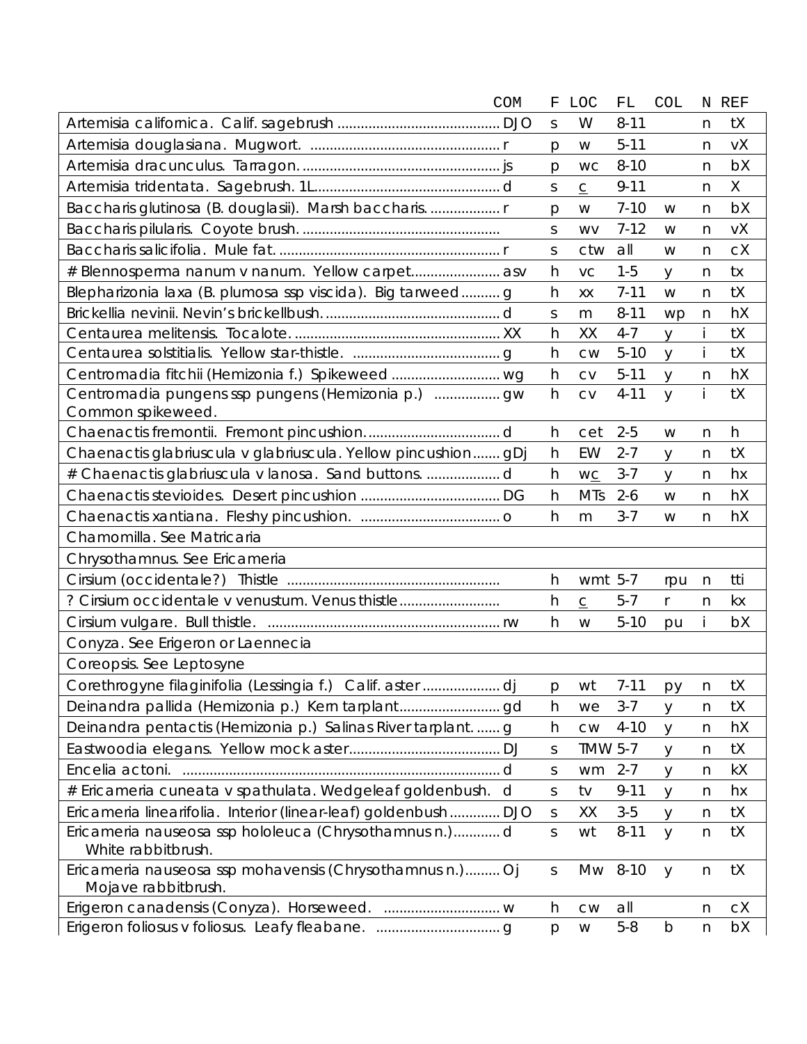| | COM | F | LOC | FL | COL | N | REF |
|---|---|---|---|---|---|---|---|
| Artemisia californica. Calif. sagebrush | DJO | s | W | 8-11 | | n | tX |
| Artemisia douglasiana. Mugwort. | r | p | w | 5-11 | | n | vX |
| Artemisia dracunculus. Tarragon. | js | p | wc | 8-10 | | n | bX |
| Artemisia tridentata. Sagebrush. 1L | d | s | c | 9-11 | | n | X |
| Baccharis glutinosa (B. douglasii). Marsh baccharis. | r | p | w | 7-10 | w | n | bX |
| Baccharis pilularis. Coyote brush. | | s | wv | 7-12 | w | n | vX |
| Baccharis salicifolia. Mule fat. | r | s | ctw | all | w | n | cX |
| # Blennosperma nanum v nanum. Yellow carpet | asv | h | vc | 1-5 | y | n | tx |
| Blepharizonia laxa (B. plumosa ssp viscida). Big tarweed | g | h | xx | 7-11 | w | n | tX |
| Brickellia nevinii. Nevin's brickellbush. | d | s | m | 8-11 | wp | n | hX |
| Centaurea melitensis. Tocalote. | XX | h | XX | 4-7 | y | i | tX |
| Centaurea solstitialis. Yellow star-thistle. | g | h | cw | 5-10 | y | i | tX |
| Centromadia fitchii (Hemizonia f.) Spikeweed | wg | h | cv | 5-11 | y | n | hX |
| Centromadia pungens ssp pungens (Hemizonia p.) Common spikeweed. | gw | h | cv | 4-11 | y | i | tX |
| Chaenactis fremontii. Fremont pincushion. | d | h | cet | 2-5 | w | n | h |
| Chaenactis glabriuscula v glabriuscula. Yellow pincushion | gDj | h | EW | 2-7 | y | n | tX |
| # Chaenactis glabriuscula v lanosa. Sand buttons. | d | h | wc | 3-7 | y | n | hx |
| Chaenactis stevioides. Desert pincushion | DG | h | MTs | 2-6 | w | n | hX |
| Chaenactis xantiana. Fleshy pincushion. | o | h | m | 3-7 | w | n | hX |
| Chamomilla. See Matricaria | | | | | | | |
| Chrysothamnus. See Ericameria | | | | | | | |
| Cirsium (occidentale?) Thistle | | h | wmt | 5-7 | rpu | n | tti |
| ? Cirsium occidentale v venustum. Venus thistle | | h | c | 5-7 | r | n | kx |
| Cirsium vulgare. Bull thistle. | rw | h | w | 5-10 | pu | i | bX |
| Conyza. See Erigeron or Laennecia | | | | | | | |
| Coreopsis. See Leptosyne | | | | | | | |
| Corethrogyne filaginifolia (Lessingia f.) Calif. aster | dj | p | wt | 7-11 | py | n | tX |
| Deinandra pallida (Hemizonia p.) Kern tarplant | gd | h | we | 3-7 | y | n | tX |
| Deinandra pentactis (Hemizonia p.) Salinas River tarplant. | g | h | cw | 4-10 | y | n | hX |
| Eastwoodia elegans. Yellow mock aster | DJ | s | TMW | 5-7 | y | n | tX |
| Encelia actoni. | d | s | wm | 2-7 | y | n | kX |
| # Ericameria cuneata v spathulata. Wedgeleaf goldenbush. | d | s | tv | 9-11 | y | n | hx |
| Ericameria linearifolia. Interior (linear-leaf) goldenbush | DJO | s | XX | 3-5 | y | n | tX |
| Ericameria nauseosa ssp hololeuca (Chrysothamnus n.) White rabbitbrush. | d | s | wt | 8-11 | y | n | tX |
| Ericameria nauseosa ssp mohavensis (Chrysothamnus n.) Mojave rabbitbrush. | Oj | s | Mw | 8-10 | y | n | tX |
| Erigeron canadensis (Conyza). Horseweed. | w | h | cw | all | | n | cX |
| Erigeron foliosus v foliosus. Leafy fleabane. | g | p | w | 5-8 | b | n | bX |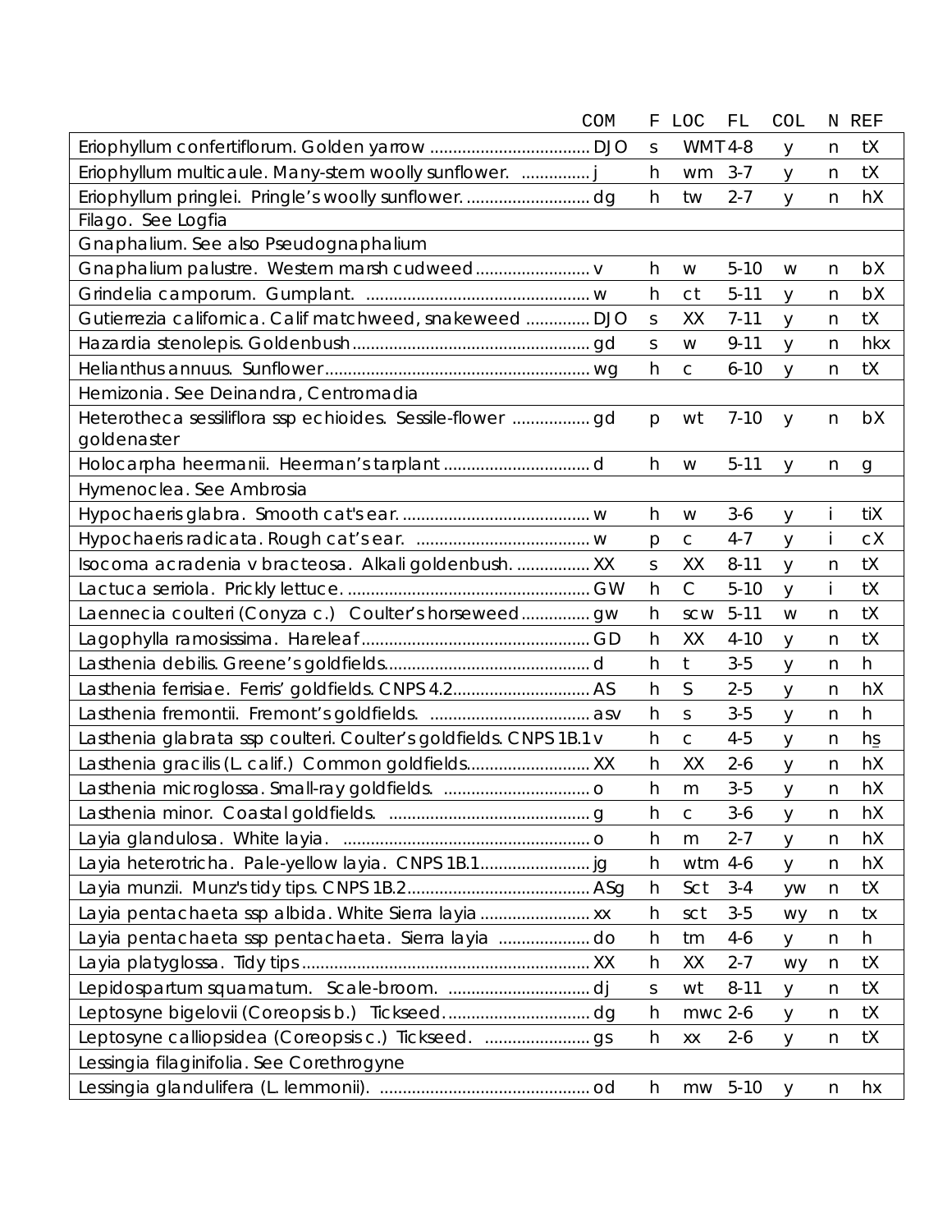| Name | COM | F | LOC | FL | COL | N | REF |
|---|---|---|---|---|---|---|---|
| Eriophyllum confertiflorum. Golden yarrow .................................. | DJO | s | WMT | 4-8 | y | n | tX |
| Eriophyllum multicaule. Many-stem woolly sunflower. ............... | j | h | wm | 3-7 | y | n | tX |
| Eriophyllum pringlei. Pringle's woolly sunflower. .......................... | dg | h | tw | 2-7 | y | n | hX |
| Filago. See Logfia | | | | | | | |
| Gnaphalium. See also Pseudognaphalium | | | | | | | |
| Gnaphalium palustre. Western marsh cudweed ......................... | v | h | w | 5-10 | w | n | bX |
| Grindelia camporum. Gumplant. ................................................ | w | h | ct | 5-11 | y | n | bX |
| Gutierrezia californica. Calif matchweed, snakeweed .............. | DJO | s | XX | 7-11 | y | n | tX |
| Hazardia stenolepis. Goldenbush .................................................... | gd | s | w | 9-11 | y | n | hkx |
| Helianthus annuus. Sunflower .......................................................... | wg | h | c | 6-10 | y | n | tX |
| Hemizonia. See Deinandra, Centromadia | | | | | | | |
| Heterotheca sessiliflora ssp echioides. Sessile-flower ................. goldenaster | gd | p | wt | 7-10 | y | n | bX |
| Holocarpha heermanii. Heerman's tarplant ................................ | d | h | w | 5-11 | y | n | g |
| Hymenoclea. See Ambrosia | | | | | | | |
| Hypochaeris glabra. Smooth cat's ear. ......................................... | w | h | w | 3-6 | y | i | tiX |
| Hypochaeris radicata. Rough cat's ear. ..................................... | w | p | c | 4-7 | y | i | cX |
| Isocoma acradenia v bracteosa. Alkali goldenbush. ................ | XX | s | XX | 8-11 | y | n | tX |
| Lactuca serriola. Prickly lettuce. ..................................................... | GW | h | C | 5-10 | y | i | tX |
| Laennecia coulteri (Conyza c.) Coulter's horseweed .............. | gw | h | scw | 5-11 | w | n | tX |
| Lagophylla ramosissima. Hareleaf .................................................. | GD | h | XX | 4-10 | y | n | tX |
| Lasthenia debilis. Greene's goldfields............................................. | d | h | t | 3-5 | y | n | h |
| Lasthenia ferrisiae. Ferris' goldfields. CNPS 4.2............................. | AS | h | S | 2-5 | y | n | hX |
| Lasthenia fremontii. Fremont's goldfields. ................................... | asv | h | s | 3-5 | y | n | h |
| Lasthenia glabrata ssp coulteri. Coulter's goldfields. CNPS 1B.1 | v | h | c | 4-5 | y | n | hs |
| Lasthenia gracilis (L. calif.) Common goldfields........................... | XX | h | XX | 2-6 | y | n | hX |
| Lasthenia microglossa. Small-ray goldfields. ................................ | o | h | m | 3-5 | y | n | hX |
| Lasthenia minor. Coastal goldfields. ............................................ | g | h | c | 3-6 | y | n | hX |
| Layia glandulosa. White layia. ...................................................... | o | h | m | 2-7 | y | n | hX |
| Layia heterotricha. Pale-yellow layia. CNPS 1B.1........................ | jg | h | wtm | 4-6 | y | n | hX |
| Layia munzii. Munz's tidy tips. CNPS 1B.2........................................ | ASg | h | Sct | 3-4 | yw | n | tX |
| Layia pentachaeta ssp albida. White Sierra layia ........................ | xx | h | sct | 3-5 | wy | n | tx |
| Layia pentachaeta ssp pentachaeta. Sierra layia .................... | do | h | tm | 4-6 | y | n | h |
| Layia platyglossa. Tidy tips ................................................................ | XX | h | XX | 2-7 | wy | n | tX |
| Lepidospartum squamatum. Scale-broom. ............................... | dj | s | wt | 8-11 | y | n | tX |
| Leptosyne bigelovii (Coreopsis b.) Tickseed. ................................ | dg | h | mwc | 2-6 | y | n | tX |
| Leptosyne calliopsidea (Coreopsis c.) Tickseed. ....................... | gs | h | xx | 2-6 | y | n | tX |
| Lessingia filaginifolia. See Corethrogyne | | | | | | | |
| Lessingia glandulifera (L. lemmonii). ............................................. | od | h | mw | 5-10 | y | n | hx |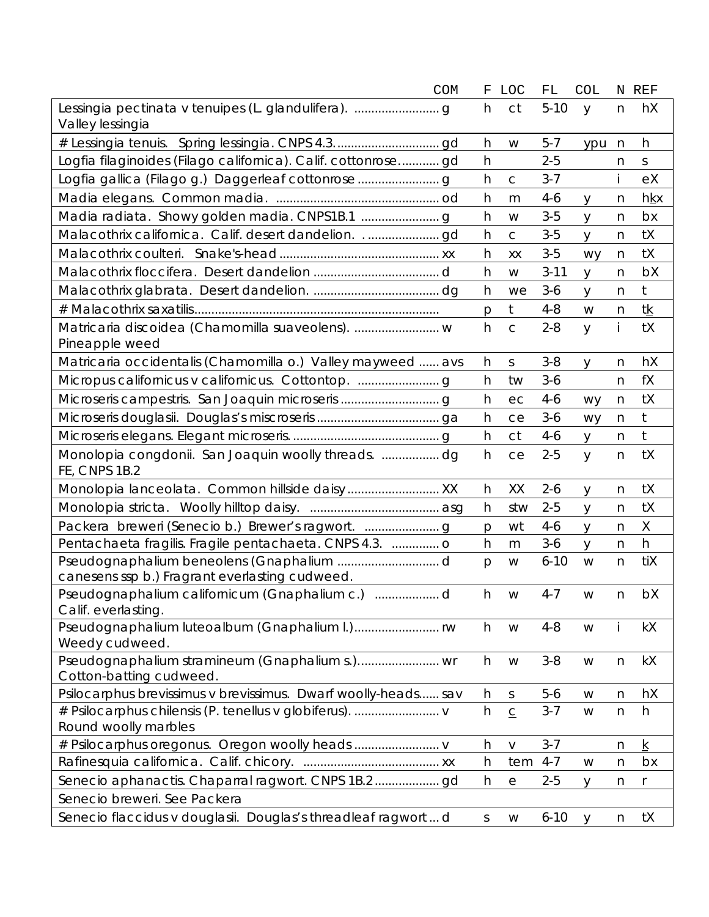| | COM | F | LOC | FL | COL | N | REF |
|---|---|---|---|---|---|---|---|
| Lessingia pectinata v tenuipes (L. glandulifera). ......................... Valley lessingia | g | h | ct | 5-10 | y | n | hX |
| # Lessingia tenuis. Spring lessingia. CNPS 4.3. .............................. | gd | h | w | 5-7 | ypu | n | h |
| Logfia filaginoides (Filago californica). Calif. cottonrose........... | gd | h | | 2-5 | | n | s |
| Logfia gallica (Filago g.) Daggerleaf cottonrose ........................ | g | h | c | 3-7 | | i | eX |
| Madia elegans. Common madia. ................................................ | od | h | m | 4-6 | y | n | hkx |
| Madia radiata. Showy golden madia. CNPS1B.1 ....................... | g | h | w | 3-5 | y | n | bx |
| Malacothrix californica. Calif. desert dandelion. . ..................... | gd | h | c | 3-5 | y | n | tX |
| Malacothrix coulteri. Snake's-head ............................................... | xx | h | xx | 3-5 | wy | n | tX |
| Malacothrix floccifera. Desert dandelion ..................................... | d | h | w | 3-11 | y | n | bX |
| Malacothrix glabrata. Desert dandelion. ..................................... | dg | h | we | 3-6 | y | n | t |
| # Malacothrix saxatilis........................................................................ | | p | t | 4-8 | w | n | tk |
| Matricaria discoidea (Chamomilla suaveolens). ......................... Pineapple weed | w | h | c | 2-8 | y | i | tX |
| Matricaria occidentalis (Chamomilla o.) Valley mayweed ...... | avs | h | s | 3-8 | y | n | hX |
| Micropus californicus v californicus. Cottontop. ........................ | g | h | tw | 3-6 | | n | fX |
| Microseris campestris. San Joaquin microseris ............................. | g | h | ec | 4-6 | wy | n | tX |
| Microseris douglasii. Douglas's miscroseris .................................... | ga | h | ce | 3-6 | wy | n | t |
| Microseris elegans. Elegant microseris. ........................................... | g | h | ct | 4-6 | y | n | t |
| Monolopia congdonii. San Joaquin woolly threads. ................. FE, CNPS 1B.2 | dg | h | ce | 2-5 | y | n | tX |
| Monolopia lanceolata. Common hillside daisy ........................... | XX | h | XX | 2-6 | y | n | tX |
| Monolopia stricta. Woolly hilltop daisy. ...................................... | asg | h | stw | 2-5 | y | n | tX |
| Packera breweri (Senecio b.) Brewer's ragwort. ...................... | g | p | wt | 4-6 | y | n | X |
| Pentachaeta fragilis. Fragile pentachaeta. CNPS 4.3. .............. | o | h | m | 3-6 | y | n | h |
| Pseudognaphalium beneolens (Gnaphalium .............................. canesens ssp b.) Fragrant everlasting cudweed. | d | p | w | 6-10 | w | n | tiX |
| Pseudognaphalium californicum (Gnaphalium c.) .................. Calif. everlasting. | d | h | w | 4-7 | w | n | bX |
| Pseudognaphalium luteoalbum (Gnaphalium l.)......................... Weedy cudweed. | rw | h | w | 4-8 | w | i | kX |
| Pseudognaphalium stramineum (Gnaphalium s.)........................ Cotton-batting cudweed. | wr | h | w | 3-8 | w | n | kX |
| Psilocarphus brevissimus v brevissimus. Dwarf woolly-heads...... | sav | h | s | 5-6 | w | n | hX |
| # Psilocarphus chilensis (P. tenellus v globiferus). ......................... Round woolly marbles | v | h | c | 3-7 | w | n | h |
| # Psilocarphus oregonus. Oregon woolly heads ......................... | v | h | v | 3-7 | | n | k |
| Rafinesquia californica. Calif. chicory. ......................................... | xx | h | tem | 4-7 | w | n | bx |
| Senecio aphanactis. Chaparral ragwort. CNPS 1B.2 ................... | gd | h | e | 2-5 | y | n | r |
| Senecio breweri. See Packera | | | | | | | |
| Senecio flaccidus v douglasii. Douglas's threadleaf ragwort ... | d | s | w | 6-10 | y | n | tX |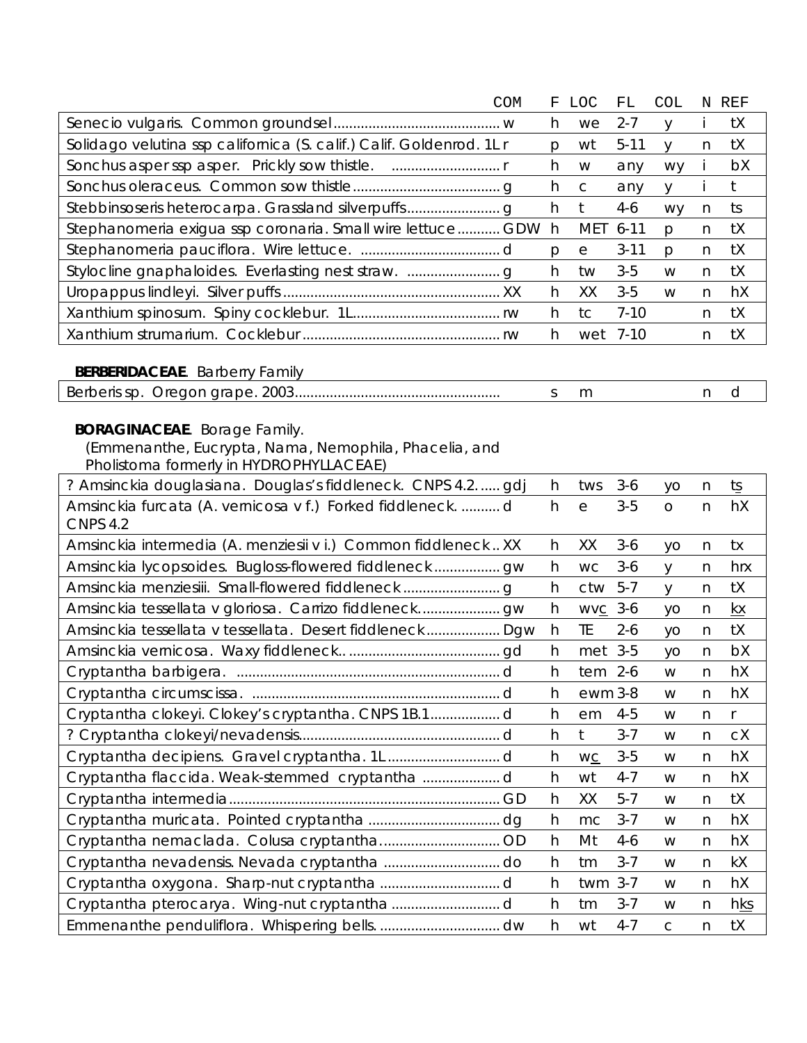| | COM | F | LOC | FL | COL | N | REF |
|---|---|---|---|---|---|---|---|
| Senecio vulgaris. Common groundsel | w | h | we | 2-7 | y | i | tX |
| Solidago velutina ssp californica (S. calif.) Calif. Goldenrod. 1L | r | p | wt | 5-11 | y | n | tX |
| Sonchus asper ssp asper. Prickly sow thistle. | r | h | w | any | wy | i | bX |
| Sonchus oleraceus. Common sow thistle | g | h | c | any | y | i | t |
| Stebbinsoseris heterocarpa. Grassland silverpuffs | g | h | t | 4-6 | wy | n | ts |
| Stephanomeria exigua ssp coronaria. Small wire lettuce | GDW | h | MET | 6-11 | p | n | tX |
| Stephanomeria pauciflora. Wire lettuce. | d | p | e | 3-11 | p | n | tX |
| Stylocline gnaphaloides. Everlasting nest straw. | g | h | tw | 3-5 | w | n | tX |
| Uropappus lindleyi. Silver puffs | XX | h | XX | 3-5 | w | n | hX |
| Xanthium spinosum. Spiny cocklebur. 1L | rw | h | tc | 7-10 | | n | tX |
| Xanthium strumarium. Cocklebur | rw | h | wet | 7-10 | | n | tX |

**BERBERIDACEAE**. Barberry Family

| | COM | F | LOC | FL | COL | N | REF |
|---|---|---|---|---|---|---|---|
| Berberis sp. Oregon grape. 2003 | | s | m | | | n | d |

**BORAGINACEAE**. Borage Family.
(Emmenanthe, Eucrypta, Nama, Nemophila, Phacelia, and Pholistoma formerly in HYDROPHYLLACEAE)

| | COM | F | LOC | FL | COL | N | REF |
|---|---|---|---|---|---|---|---|
| ? Amsinckia douglasiana. Douglas's fiddleneck. CNPS 4.2. | gdj | h | tws | 3-6 | yo | n | ts |
| Amsinckia furcata (A. vernicosa v f.) Forked fiddleneck. CNPS 4.2 | d | h | e | 3-5 | o | n | hX |
| Amsinckia intermedia (A. menziesii v i.) Common fiddleneck | XX | h | XX | 3-6 | yo | n | tx |
| Amsinckia lycopsoides. Bugloss-flowered fiddleneck | gw | h | wc | 3-6 | y | n | hrx |
| Amsinckia menziesii. Small-flowered fiddleneck | g | h | ctw | 5-7 | y | n | tX |
| Amsinckia tessellata v gloriosa. Carrizo fiddleneck. | gw | h | wvc | 3-6 | yo | n | kx |
| Amsinckia tessellata v tessellata. Desert fiddleneck | Dgw | h | TE | 2-6 | yo | n | tX |
| Amsinckia vernicosa. Waxy fiddleneck. | gd | h | met | 3-5 | yo | n | bX |
| Cryptantha barbigera. | d | h | tem | 2-6 | w | n | hX |
| Cryptantha circumscissa. | d | h | ewm | 3-8 | w | n | hX |
| Cryptantha clokeyi. Clokey's cryptantha. CNPS 1B.1 | d | h | em | 4-5 | w | n | r |
| ? Cryptantha clokeyi/nevadensis | d | h | t | 3-7 | w | n | cX |
| Cryptantha decipiens. Gravel cryptantha. 1L | d | h | wc | 3-5 | w | n | hX |
| Cryptantha flaccida. Weak-stemmed cryptantha | d | h | wt | 4-7 | w | n | hX |
| Cryptantha intermedia | GD | h | XX | 5-7 | w | n | tX |
| Cryptantha muricata. Pointed cryptantha | dg | h | mc | 3-7 | w | n | hX |
| Cryptantha nemaclada. Colusa cryptantha | OD | h | Mt | 4-6 | w | n | hX |
| Cryptantha nevadensis. Nevada cryptantha | do | h | tm | 3-7 | w | n | kX |
| Cryptantha oxygona. Sharp-nut cryptantha | d | h | twm | 3-7 | w | n | hX |
| Cryptantha pterocarya. Wing-nut cryptantha | d | h | tm | 3-7 | w | n | hks |
| Emmenanthe penduliflora. Whispering bells. | dw | h | wt | 4-7 | c | n | tX |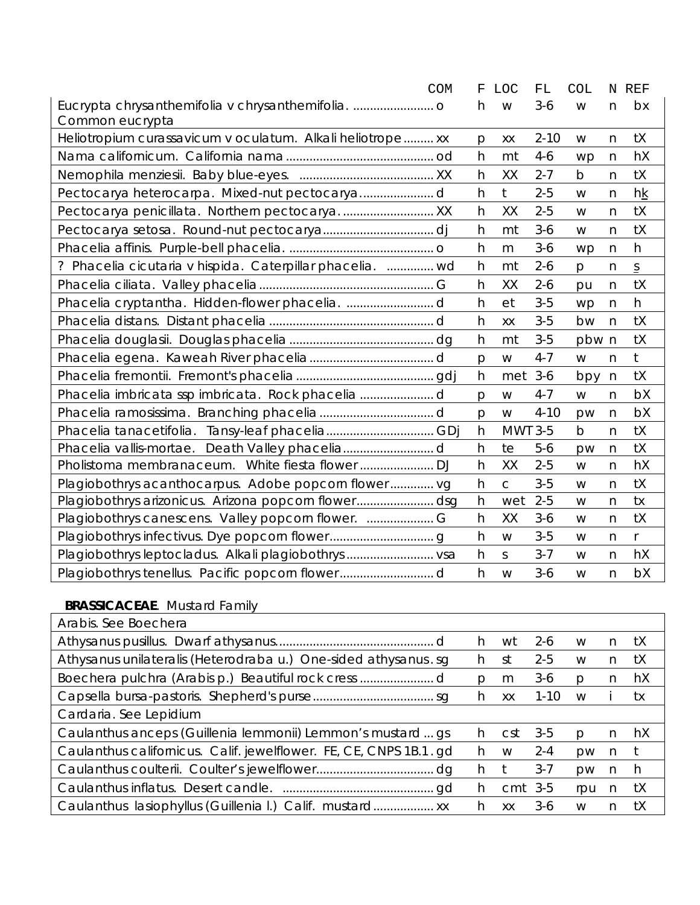| | COM | F | LOC | FL | COL | N | REF |
|---|---|---|---|---|---|---|---|
| Eucrypta chrysanthemifolia v chrysanthemifolia. Common eucrypta | o | h | w | 3-6 | w | n | bx |
| Heliotropium curassavicum v oculatum. Alkali heliotrope | xx | p | xx | 2-10 | w | n | tX |
| Nama californicum. California nama | od | h | mt | 4-6 | wp | n | hX |
| Nemophila menziesii. Baby blue-eyes. | XX | h | XX | 2-7 | b | n | tX |
| Pectocarya heterocarpa. Mixed-nut pectocarya | d | h | t | 2-5 | w | n | hk |
| Pectocarya penicillata. Northern pectocarya. | XX | h | XX | 2-5 | w | n | tX |
| Pectocarya setosa. Round-nut pectocarya | dj | h | mt | 3-6 | w | n | tX |
| Phacelia affinis. Purple-bell phacelia. | o | h | m | 3-6 | wp | n | h |
| ? Phacelia cicutaria v hispida. Caterpillar phacelia. | wd | h | mt | 2-6 | p | n | s |
| Phacelia ciliata. Valley phacelia | G | h | XX | 2-6 | pu | n | tX |
| Phacelia cryptantha. Hidden-flower phacelia. | d | h | et | 3-5 | wp | n | h |
| Phacelia distans. Distant phacelia | d | h | xx | 3-5 | bw | n | tX |
| Phacelia douglasii. Douglas phacelia | dg | h | mt | 3-5 | pbw | n | tX |
| Phacelia egena. Kaweah River phacelia | d | p | w | 4-7 | w | n | t |
| Phacelia fremontii. Fremont's phacelia | gdj | h | met | 3-6 | bpy | n | tX |
| Phacelia imbricata ssp imbricata. Rock phacelia | d | p | w | 4-7 | w | n | bX |
| Phacelia ramosissima. Branching phacelia | d | p | w | 4-10 | pw | n | bX |
| Phacelia tanacetifolia. Tansy-leaf phacelia | GDj | h | MWT | 3-5 | b | n | tX |
| Phacelia vallis-mortae. Death Valley phacelia | d | h | te | 5-6 | pw | n | tX |
| Pholistoma membranaceum. White fiesta flower | DJ | h | XX | 2-5 | w | n | hX |
| Plagiobothrys acanthocarpus. Adobe popcorn flower | vg | h | c | 3-5 | w | n | tX |
| Plagiobothrys arizonicus. Arizona popcorn flower | dsg | h | wet | 2-5 | w | n | tx |
| Plagiobothrys canescens. Valley popcorn flower. | G | h | XX | 3-6 | w | n | tX |
| Plagiobothrys infectivus. Dye popcorn flower | g | h | w | 3-5 | w | n | r |
| Plagiobothrys leptocladus. Alkali plagiobothrys | vsa | h | s | 3-7 | w | n | hX |
| Plagiobothrys tenellus. Pacific popcorn flower | d | h | w | 3-6 | w | n | bX |

**BRASSICACEAE**. Mustard Family

| | COM | F | LOC | FL | COL | N | REF |
|---|---|---|---|---|---|---|---|
| Arabis. See Boechera | | | | | | | |
| Athysanus pusillus. Dwarf athysanus | d | h | wt | 2-6 | w | n | tX |
| Athysanus unilateralis (Heterodraba u.) One-sided athysanus | sg | h | st | 2-5 | w | n | tX |
| Boechera pulchra (Arabis p.) Beautiful rock cress | d | p | m | 3-6 | p | n | hX |
| Capsella bursa-pastoris. Shepherd's purse | sg | h | xx | 1-10 | w | i | tx |
| Cardaria. See Lepidium | | | | | | | |
| Caulanthus anceps (Guillenia lemmonii) Lemmon's mustard | gs | h | cst | 3-5 | p | n | hX |
| Caulanthus californicus. Calif. jewelflower. FE, CE, CNPS 1B.1 | gd | h | w | 2-4 | pw | n | t |
| Caulanthus coulterii. Coulter's jewelflower | dg | h | t | 3-7 | pw | n | h |
| Caulanthus inflatus. Desert candle. | gd | h | cmt | 3-5 | rpu | n | tX |
| Caulanthus lasiophyllus (Guillenia l.) Calif. mustard | xx | h | xx | 3-6 | w | n | tX |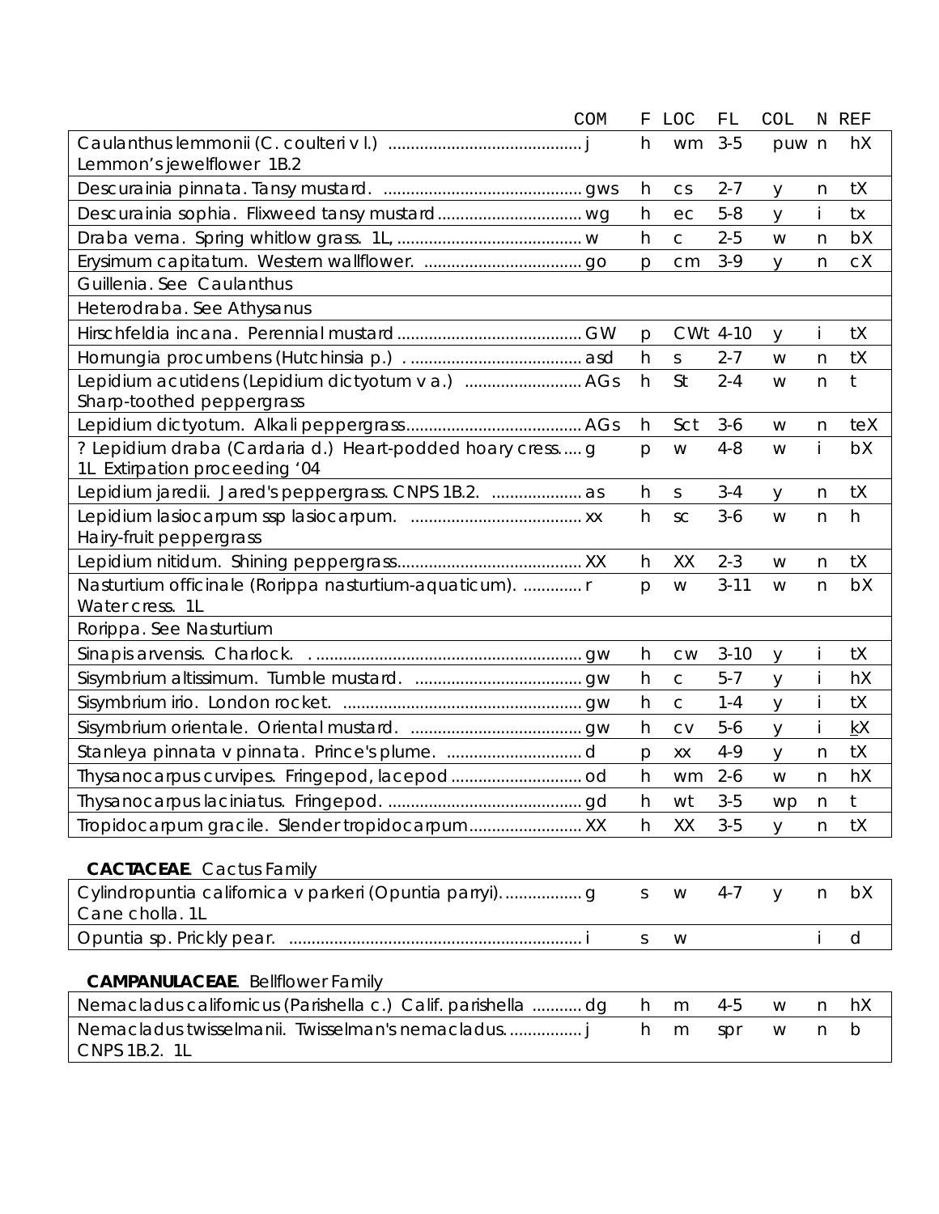| | COM | F | LOC | FL | COL | N | REF |
|---|---|---|---|---|---|---|---|
| Caulanthus lemmonii (C. coulteri v l.) Lemmon's jewelflower 1B.2 | j | h | wm | 3-5 | puw | n | hX |
| Descurainia pinnata. Tansy mustard. | gws | h | cs | 2-7 | y | n | tX |
| Descurainia sophia. Flixweed tansy mustard | wg | h | ec | 5-8 | y | i | tx |
| Draba verna. Spring whitlow grass. 1L, | w | h | c | 2-5 | w | n | bX |
| Erysimum capitatum. Western wallflower. | go | p | cm | 3-9 | y | n | cX |
| Guillenia. See Caulanthus | | | | | | | |
| Heterodraba. See Athysanus | | | | | | | |
| Hirschfeldia incana. Perennial mustard | GW | p | CWt | 4-10 | y | i | tX |
| Hornungia procumbens (Hutchinsia p.) | asd | h | s | 2-7 | w | n | tX |
| Lepidium acutidens (Lepidium dictyotum v a.) Sharp-toothed peppergrass | AGs | h | St | 2-4 | w | n | t |
| Lepidium dictyotum. Alkali peppergrass | AGs | h | Sct | 3-6 | w | n | teX |
| ? Lepidium draba (Cardaria d.) Heart-podded hoary cress 1L Extirpation proceeding '04 | g | p | w | 4-8 | w | i | bX |
| Lepidium jaredii. Jared's peppergrass. CNPS 1B.2. | as | h | s | 3-4 | y | n | tX |
| Lepidium lasiocarpum ssp lasiocarpum. Hairy-fruit peppergrass | xx | h | sc | 3-6 | w | n | h |
| Lepidium nitidum. Shining peppergrass | XX | h | XX | 2-3 | w | n | tX |
| Nasturtium officinale (Rorippa nasturtium-aquaticum). Water cress. 1L | r | p | w | 3-11 | w | n | bX |
| Rorippa. See Nasturtium | | | | | | | |
| Sinapis arvensis. Charlock. | gw | h | cw | 3-10 | y | i | tX |
| Sisymbrium altissimum. Tumble mustard. | gw | h | c | 5-7 | y | i | hX |
| Sisymbrium irio. London rocket. | gw | h | c | 1-4 | y | i | tX |
| Sisymbrium orientale. Oriental mustard. | gw | h | cv | 5-6 | y | i | kX |
| Stanleya pinnata v pinnata. Prince's plume. | d | p | xx | 4-9 | y | n | tX |
| Thysanocarpus curvipes. Fringepod, lacepod | od | h | wm | 2-6 | w | n | hX |
| Thysanocarpus laciniatus. Fringepod. | gd | h | wt | 3-5 | wp | n | t |
| Tropidocarpum gracile. Slender tropidocarpum | XX | h | XX | 3-5 | y | n | tX |

**CACTACEAE**. Cactus Family

| | COM | F | LOC | FL | COL | N | REF |
|---|---|---|---|---|---|---|---|
| Cylindropuntia californica v parkeri (Opuntia parryi). Cane cholla. 1L | g | s | w | 4-7 | y | n | bX |
| Opuntia sp. Prickly pear. | i | s | w | | | i | d |

**CAMPANULACEAE**. Bellflower Family

| | COM | F | LOC | FL | COL | N | REF |
|---|---|---|---|---|---|---|---|
| Nemacladus californicus (Parishella c.) Calif. parishella | dg | h | m | 4-5 | w | n | hX |
| Nemacladus twisselmanii. Twisselman's nemacladus. CNPS 1B.2. 1L | j | h | m | spr | w | n | b |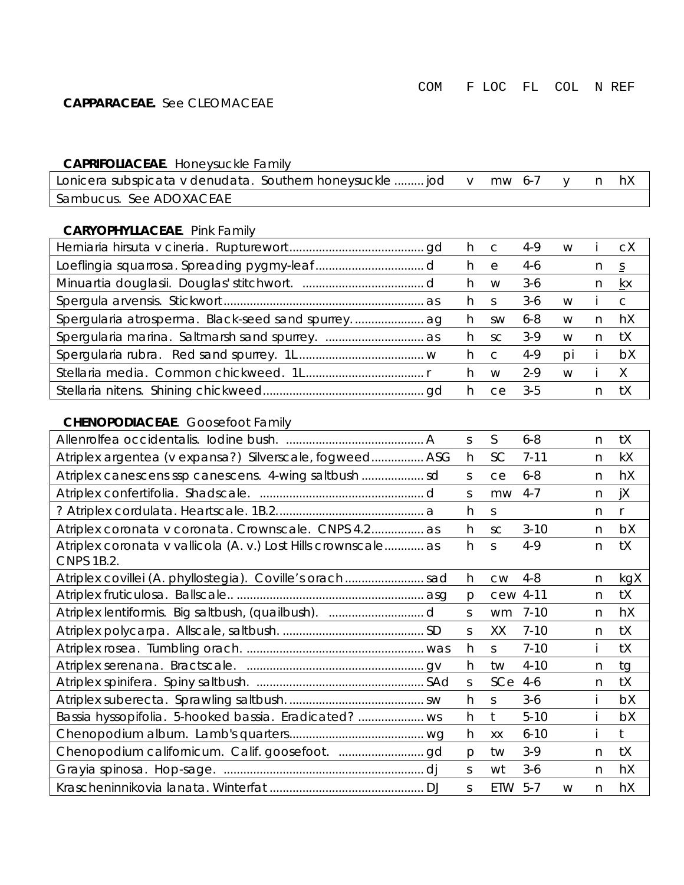| | COM | F | LOC | FL | COL | N | REF |
|---|---|---|---|---|---|---|---|

**CAPPARACEAE.** See CLEOMACEAE

**CAPRIFOLIACEAE**. Honeysuckle Family

| | COM | F | LOC | FL | COL | N | REF |
|---|---|---|---|---|---|---|---|
| Lonicera subspicata v denudata. Southern honeysuckle ......... | jod | v | mw | 6-7 | y | n | hX |
| Sambucus. See ADOXACEAE | | | | | | | |

**CARYOPHYLLACEAE**. Pink Family

| | COM | F | LOC | FL | COL | N | REF |
|---|---|---|---|---|---|---|---|
| Herniaria hirsuta v cineria. Rupturewort......................................... | gd | h | c | 4-9 | w | i | cX |
| Loeflingia squarrosa. Spreading pygmy-leaf................................. | d | h | e | 4-6 | | n | s |
| Minuartia douglasii. Douglas' stitchwort. ..................................... | d | h | w | 3-6 | | n | kx |
| Spergula arvensis. Stickwort............................................................. | as | h | s | 3-6 | w | i | c |
| Spergularia atrosperma. Black-seed sand spurrey...................... | ag | h | sw | 6-8 | w | n | hX |
| Spergularia marina. Saltmarsh sand spurrey. .............................. | as | h | sc | 3-9 | w | n | tX |
| Spergularia rubra. Red sand spurrey. 1L...................................... | w | h | c | 4-9 | pi | i | bX |
| Stellaria media. Common chickweed. 1L.................................... | r | h | w | 2-9 | w | i | X |
| Stellaria nitens. Shining chickweed................................................. | gd | h | ce | 3-5 | | n | tX |

**CHENOPODIACEAE**. Goosefoot Family

| | COM | F | LOC | FL | COL | N | REF |
|---|---|---|---|---|---|---|---|
| Allenrolfea occidentalis. Iodine bush. .......................................... | A | s | S | 6-8 | | n | tX |
| Atriplex argentea (v expansa?) Silverscale, fogweed................ | ASG | h | SC | 7-11 | | n | kX |
| Atriplex canescens ssp canescens. 4-wing saltbush ................... | sd | s | ce | 6-8 | | n | hX |
| Atriplex confertifolia. Shadscale. .................................................. | d | s | mw | 4-7 | | n | jX |
| ? Atriplex cordulata. Heartscale. 1B.2............................................. | a | h | s | | | n | r |
| Atriplex coronata v coronata. Crownscale. CNPS 4.2................ | as | h | sc | 3-10 | | n | bX |
| Atriplex coronata v vallicola (A. v.) Lost Hills crownscale............ CNPS 1B.2. | as | h | s | 4-9 | | n | tX |
| Atriplex covillei (A. phyllostegia). Coville's orach ........................ | sad | h | cw | 4-8 | | n | kgX |
| Atriplex fruticulosa. Ballscale.. ......................................................... | asg | p | cew | 4-11 | | n | tX |
| Atriplex lentiformis. Big saltbush, (quailbush). ............................ | d | s | wm | 7-10 | | n | hX |
| Atriplex polycarpa. Allscale, saltbush. ........................................... | SD | s | XX | 7-10 | | n | tX |
| Atriplex rosea. Tumbling orach. ...................................................... | was | h | s | 7-10 | | i | tX |
| Atriplex serenana. Bractscale. ...................................................... | gv | h | tw | 4-10 | | n | tg |
| Atriplex spinifera. Spiny saltbush. ................................................... | SAd | s | SCe | 4-6 | | n | tX |
| Atriplex suberecta. Sprawling saltbush.......................................... | sw | h | s | 3-6 | | i | bX |
| Bassia hyssopifolia. 5-hooked bassia. Eradicated? .................... | ws | h | t | 5-10 | | i | bX |
| Chenopodium album. Lamb's quarters......................................... | wg | h | xx | 6-10 | | i | t |
| Chenopodium californicum. Calif. goosefoot. .......................... | gd | p | tw | 3-9 | | n | tX |
| Grayia spinosa. Hop-sage. ............................................................. | dj | s | wt | 3-6 | | n | hX |
| Krascheninnikovia lanata. Winterfat ............................................... | DJ | s | ETW | 5-7 | w | n | hX |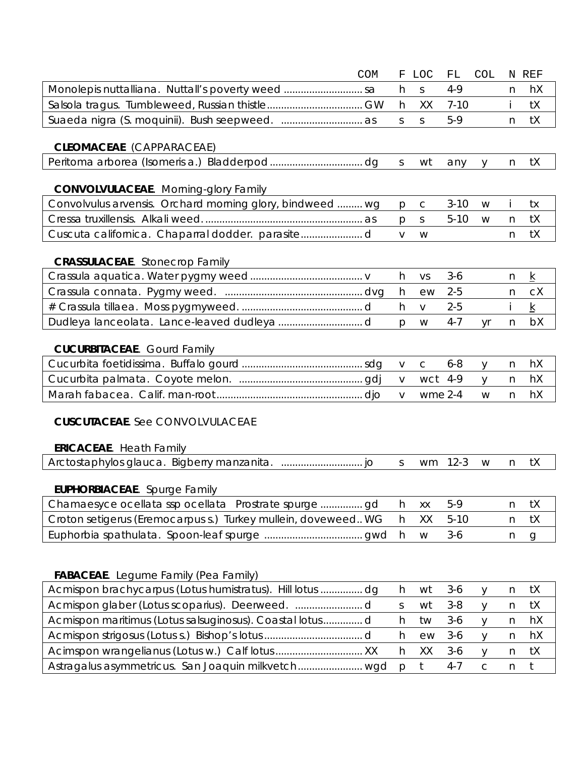| | COM | F | LOC | FL | COL | N | REF |
|---|---|---|---|---|---|---|---|
| Monolepis nuttalliana. Nuttall's poverty weed ............................ | sa | h | s | 4-9 | | n | hX |
| Salsola tragus. Tumbleweed, Russian thistle.................................. | GW | h | XX | 7-10 | | i | tX |
| Suaeda nigra (S. moquinii). Bush seepweed. ............................. | as | s | s | 5-9 | | n | tX |

**CLEOMACEAE** (CAPPARACEAE)

| | COM | F | LOC | FL | COL | N | REF |
|---|---|---|---|---|---|---|---|
| Peritoma arborea (Isomeris a.) Bladderpod ................................. | dg | s | wt | any | y | n | tX |

**CONVOLVULACEAE**. Morning-glory Family

| | COM | F | LOC | FL | COL | N | REF |
|---|---|---|---|---|---|---|---|
| Convolvulus arvensis. Orchard morning glory, bindweed ......... | wg | p | c | 3-10 | w | i | tx |
| Cressa truxillensis. Alkali weed......................................................... | as | p | s | 5-10 | w | n | tX |
| Cuscuta californica. Chaparral dodder. parasite...................... | d | v | w | | | n | tX |

**CRASSULACEAE**. Stonecrop Family

| | COM | F | LOC | FL | COL | N | REF |
|---|---|---|---|---|---|---|---|
| Crassula aquatica. Water pygmy weed ........................................ | v | h | vs | 3-6 | | n | k |
| Crassula connata. Pygmy weed. ................................................ | dvg | h | ew | 2-5 | | n | cX |
| # Crassula tillaea. Moss pygmyweed. ........................................... | d | h | v | 2-5 | | i | k |
| Dudleya lanceolata. Lance-leaved dudleya .............................. | d | p | w | 4-7 | yr | n | bX |

**CUCURBITACEAE**. Gourd Family

| | COM | F | LOC | FL | COL | N | REF |
|---|---|---|---|---|---|---|---|
| Cucurbita foetidissima. Buffalo gourd ........................................... | sdg | v | c | 6-8 | y | n | hX |
| Cucurbita palmata. Coyote melon. ............................................ | gdj | v | wct | 4-9 | y | n | hX |
| Marah fabacea. Calif. man-root.................................................... | djo | v | wme | 2-4 | w | n | hX |

**CUSCUTACEAE**. See CONVOLVULACEAE

**ERICACEAE**. Heath Family

| | COM | F | LOC | FL | COL | N | REF |
|---|---|---|---|---|---|---|---|
| Arctostaphylos glauca. Bigberry manzanita. ............................. | jo | s | wm | 12-3 | w | n | tX |

**EUPHORBIACEAE**. Spurge Family

| | COM | F | LOC | FL | COL | N | REF |
|---|---|---|---|---|---|---|---|
| Chamaesyce ocellata ssp ocellata Prostrate spurge ............... | gd | h | xx | 5-9 | | n | tX |
| Croton setigerus (Eremocarpus s.) Turkey mullein, doveweed.. | WG | h | XX | 5-10 | | n | tX |
| Euphorbia spathulata. Spoon-leaf spurge ................................... | gwd | h | w | 3-6 | | n | g |

**FABACEAE**. Legume Family (Pea Family)

| | COM | F | LOC | FL | COL | N | REF |
|---|---|---|---|---|---|---|---|
| Acmispon brachycarpus (Lotus humistratus). Hill lotus ............... | dg | h | wt | 3-6 | y | n | tX |
| Acmispon glaber (Lotus scoparius). Deerweed. ........................ | d | s | wt | 3-8 | y | n | tX |
| Acmispon maritimus (Lotus salsuginosus). Coastal lotus.............. | d | h | tw | 3-6 | y | n | hX |
| Acmispon strigosus (Lotus s.) Bishop's lotus................................... | d | h | ew | 3-6 | y | n | hX |
| Acimspon wrangelianus (Lotus w.) Calf lotus............................... | XX | h | XX | 3-6 | y | n | tX |
| Astragalus asymmetricus. San Joaquin milkvetch....................... | wgd | p | t | 4-7 | c | n | t |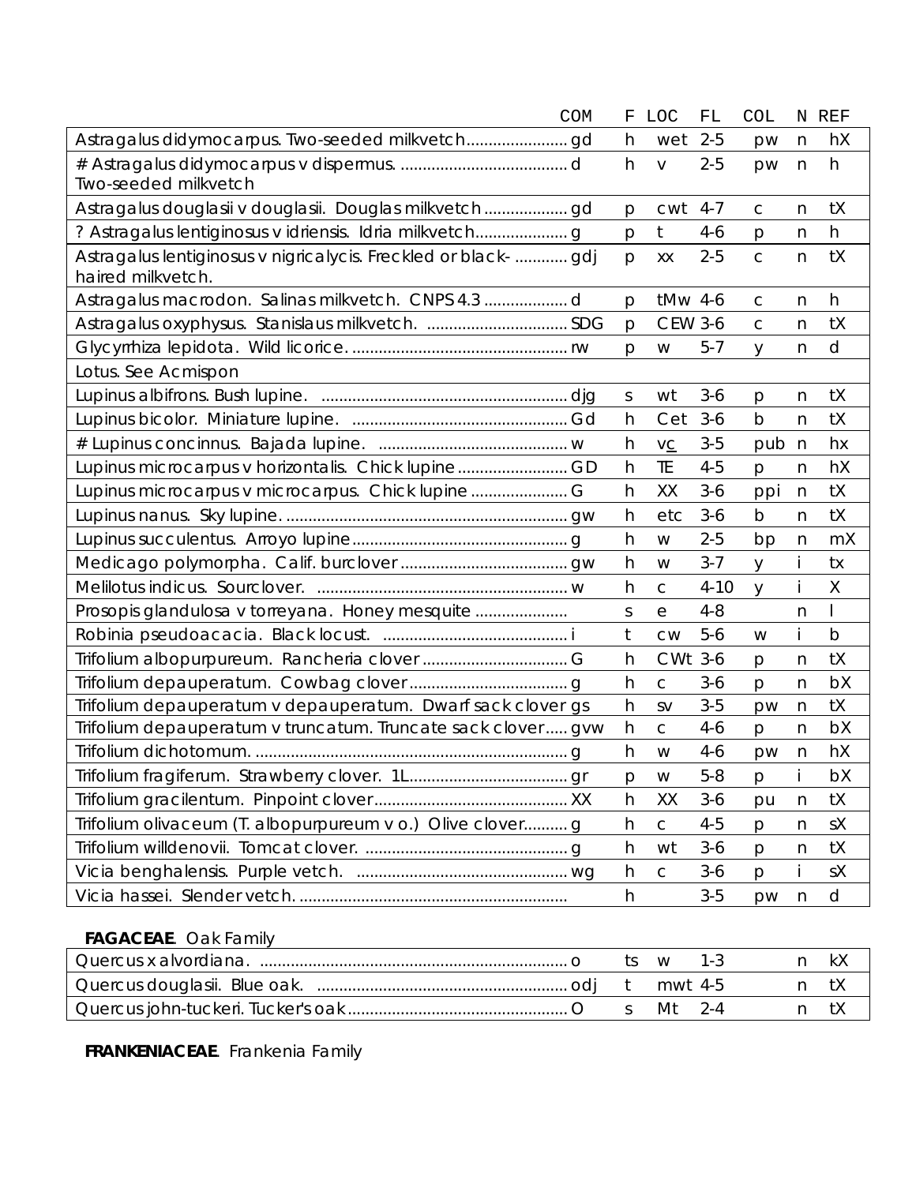| Name | COM | F | LOC | FL | COL | N | REF |
|---|---|---|---|---|---|---|---|
| Astragalus didymocarpus. Two-seeded milkvetch....................... | gd | h | wet | 2-5 | pw | n | hX |
| # Astragalus didymocarpus v dispermus. ...................................... Two-seeded milkvetch | d | h | v | 2-5 | pw | n | h |
| Astragalus douglasii v douglasii. Douglas milkvetch ................... | gd | p | cwt | 4-7 | c | n | tX |
| ? Astragalus lentiginosus v idriensis. Idria milkvetch..................... | g | p | t | 4-6 | p | n | h |
| Astragalus lentiginosus v nigricalycis. Freckled or black- ............ haired milkvetch. | gdj | p | xx | 2-5 | c | n | tX |
| Astragalus macrodon. Salinas milkvetch. CNPS 4.3 ................... | d | p | tMw | 4-6 | c | n | h |
| Astragalus oxyphysus. Stanislaus milkvetch. ................................ | SDG | p | CEW | 3-6 | c | n | tX |
| Glycyrrhiza lepidota. Wild licorice. ................................................. | rw | p | w | 5-7 | y | n | d |
| Lotus. See Acmispon | | | | | | | |
| Lupinus albifrons. Bush lupine. ........................................................ | djg | s | wt | 3-6 | p | n | tX |
| Lupinus bicolor. Miniature lupine. ................................................. | Gd | h | Cet | 3-6 | b | n | tX |
| # Lupinus concinnus. Bajada lupine. ........................................... | w | h | v<u>c</u> | 3-5 | pub | n | hx |
| Lupinus microcarpus v horizontalis. Chick lupine ......................... | GD | h | TE | 4-5 | p | n | hX |
| Lupinus microcarpus v microcarpus. Chick lupine ...................... | G | h | XX | 3-6 | ppi | n | tX |
| Lupinus nanus. Sky lupine. ................................................................ | gw | h | etc | 3-6 | b | n | tX |
| Lupinus succulentus. Arroyo lupine ................................................ | g | h | w | 2-5 | bp | n | mX |
| Medicago polymorpha. Calif. burclover ...................................... | gw | h | w | 3-7 | y | i | tx |
| Melilotus indicus. Sourclover. ......................................................... | w | h | c | 4-10 | y | i | X |
| Prosopis glandulosa v torreyana. Honey mesquite ..................... | | s | e | 4-8 | | n | l |
| Robinia pseudoacacia. Black locust. .......................................... | i | t | cw | 5-6 | w | i | b |
| Trifolium albopurpureum. Rancheria clover ................................. | G | h | CWt | 3-6 | p | n | tX |
| Trifolium depauperatum. Cowbag clover .................................... | g | h | c | 3-6 | p | n | bX |
| Trifolium depauperatum v depauperatum. Dwarf sack clover | gs | h | sv | 3-5 | pw | n | tX |
| Trifolium depauperatum v truncatum. Truncate sack clover..... | gvw | h | c | 4-6 | p | n | bX |
| Trifolium dichotomum. ....................................................................... | g | h | w | 4-6 | pw | n | hX |
| Trifolium fragiferum. Strawberry clover. 1L.................................... | gr | p | w | 5-8 | p | i | bX |
| Trifolium gracilentum. Pinpoint clover............................................ | XX | h | XX | 3-6 | pu | n | tX |
| Trifolium olivaceum (T. albopurpureum v o.) Olive clover.......... | g | h | c | 4-5 | p | n | sX |
| Trifolium willdenovii. Tomcat clover. .............................................. | g | h | wt | 3-6 | p | n | tX |
| Vicia benghalensis. Purple vetch. ................................................ | wg | h | c | 3-6 | p | i | sX |
| Vicia hassei. Slender vetch. ............................................................. | | h | | 3-5 | pw | n | d |

**FAGACEAE**. Oak Family

| Name | COM | F | LOC | FL | COL | N | REF |
|---|---|---|---|---|---|---|---|
| Quercus x alvordiana. ...................................................................... | o | ts | w | 1-3 | | n | kX |
| Quercus douglasii. Blue oak. ......................................................... | odj | t | mwt | 4-5 | | n | tX |
| Quercus john-tuckeri. Tucker's oak .................................................. | O | s | Mt | 2-4 | | n | tX |

**FRANKENIACEAE**. Frankenia Family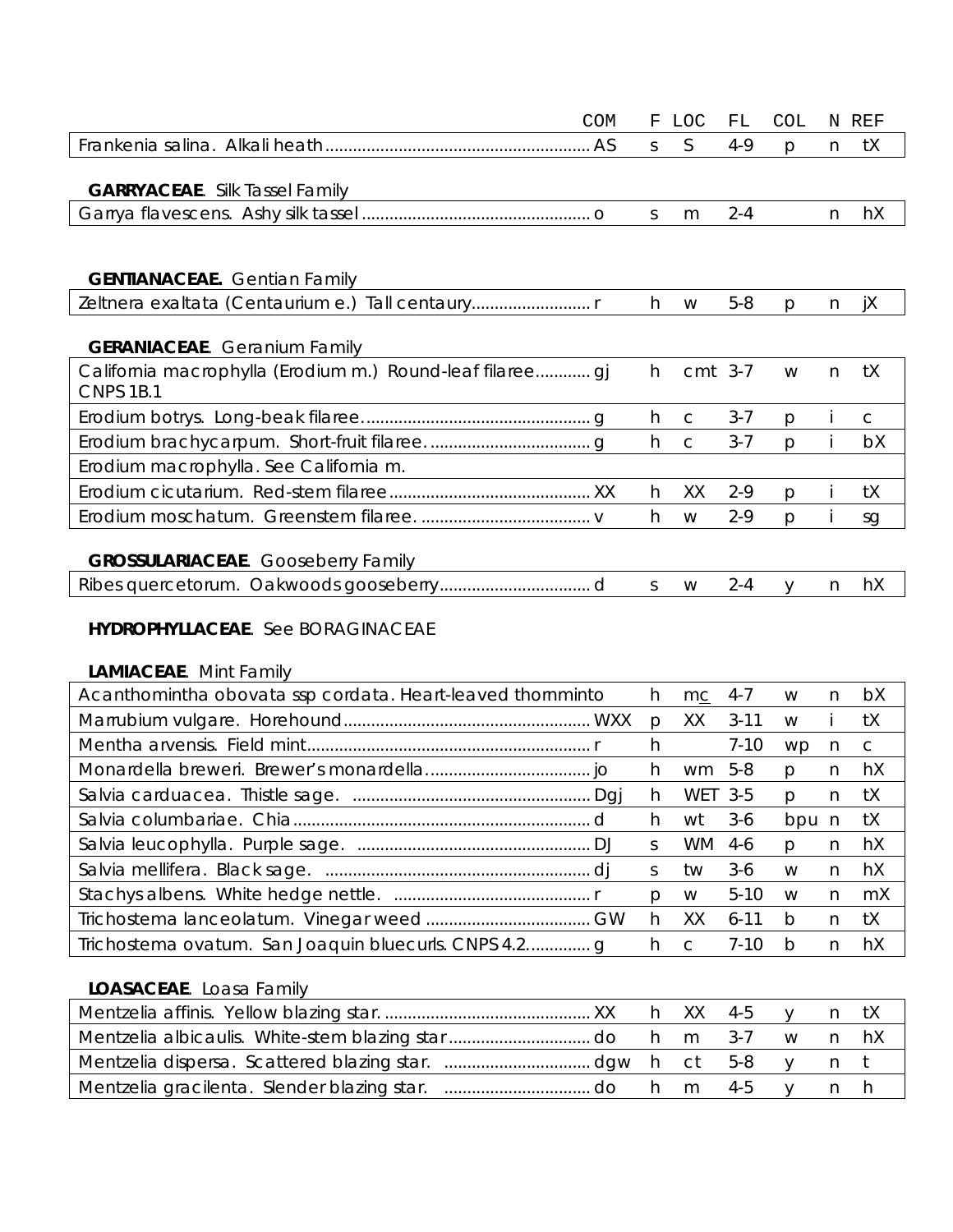| | COM | F | LOC | FL | COL | N | REF |
|---|---|---|---|---|---|---|---|
| Frankenia salina. Alkali heath | AS | s | S | 4-9 | p | n | tX |

**GARRYACEAE**. Silk Tassel Family

| | COM | F | LOC | FL | COL | N | REF |
|---|---|---|---|---|---|---|---|
| Garrya flavescens. Ashy silk tassel | o | s | m | 2-4 | | n | hX |

**GENTIANACEAE.** Gentian Family

| | COM | F | LOC | FL | COL | N | REF |
|---|---|---|---|---|---|---|---|
| Zeltnera exaltata (Centaurium e.) Tall centaury | r | h | w | 5-8 | p | n | jX |

**GERANIACEAE**. Geranium Family

| | COM | F | LOC | FL | COL | N | REF |
|---|---|---|---|---|---|---|---|
| California macrophylla (Erodium m.) Round-leaf filaree CNPS 1B.1 | gj | h | cmt | 3-7 | w | n | tX |
| Erodium botrys. Long-beak filaree | g | h | c | 3-7 | p | i | c |
| Erodium brachycarpum. Short-fruit filaree. | g | h | c | 3-7 | p | i | bX |
| Erodium macrophylla. See California m. | | | | | | | |
| Erodium cicutarium. Red-stem filaree | XX | h | XX | 2-9 | p | i | tX |
| Erodium moschatum. Greenstem filaree. | v | h | w | 2-9 | p | i | sg |

**GROSSULARIACEAE**. Gooseberry Family

| | COM | F | LOC | FL | COL | N | REF |
|---|---|---|---|---|---|---|---|
| Ribes quercetorum. Oakwoods gooseberry | d | s | w | 2-4 | y | n | hX |

**HYDROPHYLLACEAE**. See BORAGINACEAE

**LAMIACEAE**. Mint Family

| | COM | F | LOC | FL | COL | N | REF |
|---|---|---|---|---|---|---|---|
| Acanthomintha obovata ssp cordata. Heart-leaved thornminto | | h | mc | 4-7 | w | n | bX |
| Marrubium vulgare. Horehound | WXX | p | XX | 3-11 | w | i | tX |
| Mentha arvensis. Field mint | r | h | | 7-10 | wp | n | c |
| Monardella breweri. Brewer's monardella | jo | h | wm | 5-8 | p | n | hX |
| Salvia carduacea. Thistle sage. | Dgj | h | WET | 3-5 | p | n | tX |
| Salvia columbariae. Chia | d | h | wt | 3-6 | bpu | n | tX |
| Salvia leucophylla. Purple sage. | DJ | s | WM | 4-6 | p | n | hX |
| Salvia mellifera. Black sage. | dj | s | tw | 3-6 | w | n | hX |
| Stachys albens. White hedge nettle. | r | p | w | 5-10 | w | n | mX |
| Trichostema lanceolatum. Vinegar weed | GW | h | XX | 6-11 | b | n | tX |
| Trichostema ovatum. San Joaquin bluecurls. CNPS 4.2. | g | h | c | 7-10 | b | n | hX |

**LOASACEAE**. Loasa Family

| | COM | F | LOC | FL | COL | N | REF |
|---|---|---|---|---|---|---|---|
| Mentzelia affinis. Yellow blazing star. | XX | h | XX | 4-5 | y | n | tX |
| Mentzelia albicaulis. White-stem blazing star | do | h | m | 3-7 | w | n | hX |
| Mentzelia dispersa. Scattered blazing star. | dgw | h | ct | 5-8 | y | n | t |
| Mentzelia gracilenta. Slender blazing star. | do | h | m | 4-5 | y | n | h |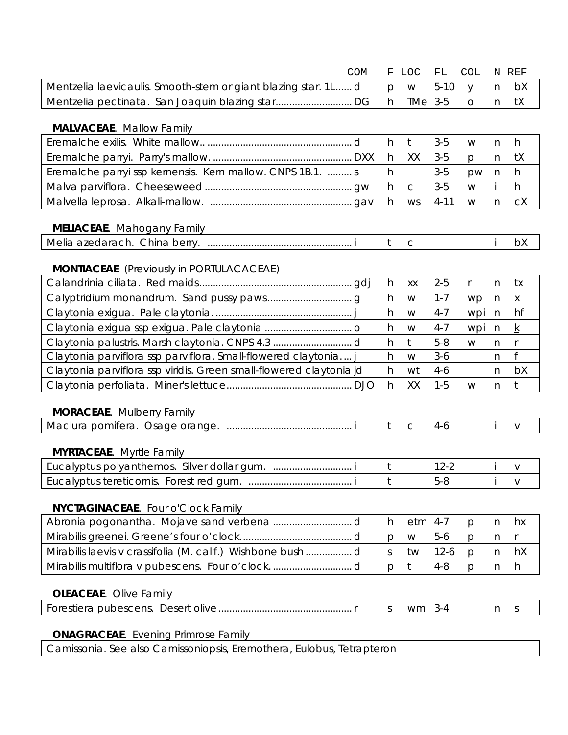| | COM | F | LOC | FL | COL | N | REF |
|---|---|---|---|---|---|---|---|
| Mentzelia laevicaulis. Smooth-stem or giant blazing star. 1L...... | d | p | w | 5-10 | y | n | bX |
| Mentzelia pectinata. San Joaquin blazing star........................... | DG | h | TMe | 3-5 | o | n | tX |

**MALVACEAE**. Mallow Family

| | COM | F | LOC | FL | COL | N | REF |
|---|---|---|---|---|---|---|---|
| Eremalche exilis. White mallow.. ................................................... | d | h | t | 3-5 | w | n | h |
| Eremalche parryi. Parry's mallow. .................................................. | DXX | h | XX | 3-5 | p | n | tX |
| Eremalche parryi ssp kernensis. Kern mallow. CNPS 1B.1. ......... | s | h | | 3-5 | pw | n | h |
| Malva parviflora. Cheeseweed ...................................................... | gw | h | c | 3-5 | w | i | h |
| Malvella leprosa. Alkali-mallow. .................................................... | gav | h | ws | 4-11 | w | n | cX |

**MELIACEAE**. Mahogany Family

| | COM | F | LOC | FL | COL | N | REF |
|---|---|---|---|---|---|---|---|
| Melia azedarach. China berry. ..................................................... | i | t | c | | | i | bX |

**MONTIACEAE** (Previously in PORTULACACEAE)

| | COM | F | LOC | FL | COL | N | REF |
|---|---|---|---|---|---|---|---|
| Calandrinia ciliata. Red maids........................................................ | gdj | h | xx | 2-5 | r | n | tx |
| Calyptridium monandrum. Sand pussy paws.............................. | g | h | w | 1-7 | wp | n | x |
| Claytonia exigua. Pale claytonia. ................................................. | j | h | w | 4-7 | wpi | n | hf |
| Claytonia exigua ssp exigua. Pale claytonia ............................... | o | h | w | 4-7 | wpi | n | k |
| Claytonia palustris. Marsh claytonia. CNPS 4.3 ............................ | d | h | t | 5-8 | w | n | r |
| Claytonia parviflora ssp parviflora. Small-flowered claytonia.... | j | h | w | 3-6 | | n | f |
| Claytonia parviflora ssp viridis. Green small-flowered claytonia | jd | h | wt | 4-6 | | n | bX |
| Claytonia perfoliata. Miner's lettuce............................................. | DJO | h | XX | 1-5 | w | n | t |

**MORACEAE**. Mulberry Family

| | COM | F | LOC | FL | COL | N | REF |
|---|---|---|---|---|---|---|---|
| Maclura pomifera. Osage orange. ............................................. | i | t | c | 4-6 | | i | v |

**MYRTACEAE**. Myrtle Family

| | COM | F | LOC | FL | COL | N | REF |
|---|---|---|---|---|---|---|---|
| Eucalyptus polyanthemos. Silver dollar gum. ............................ | i | t | | 12-2 | | i | v |
| Eucalyptus tereticornis. Forest red gum. ...................................... | i | t | | 5-8 | | i | v |

**NYCTAGINACEAE**. Four o'Clock Family

| | COM | F | LOC | FL | COL | N | REF |
|---|---|---|---|---|---|---|---|
| Abronia pogonantha. Mojave sand verbena ............................ | d | h | etm | 4-7 | p | n | hx |
| Mirabilis greenei. Greene's four o'clock......................................... | d | p | w | 5-6 | p | n | r |
| Mirabilis laevis v crassifolia (M. calif.) Wishbone bush ................. | d | s | tw | 12-6 | p | n | hX |
| Mirabilis multiflora v pubescens. Four o'clock. ............................ | d | p | t | 4-8 | p | n | h |

**OLEACEAE**. Olive Family

| | COM | F | LOC | FL | COL | N | REF |
|---|---|---|---|---|---|---|---|
| Forestiera pubescens. Desert olive................................................ | r | s | wm | 3-4 | | n | s |

**ONAGRACEAE**. Evening Primrose Family

| Camissonia. See also Camissoniopsis, Eremothera, Eulobus, Tetrapteron |
|---|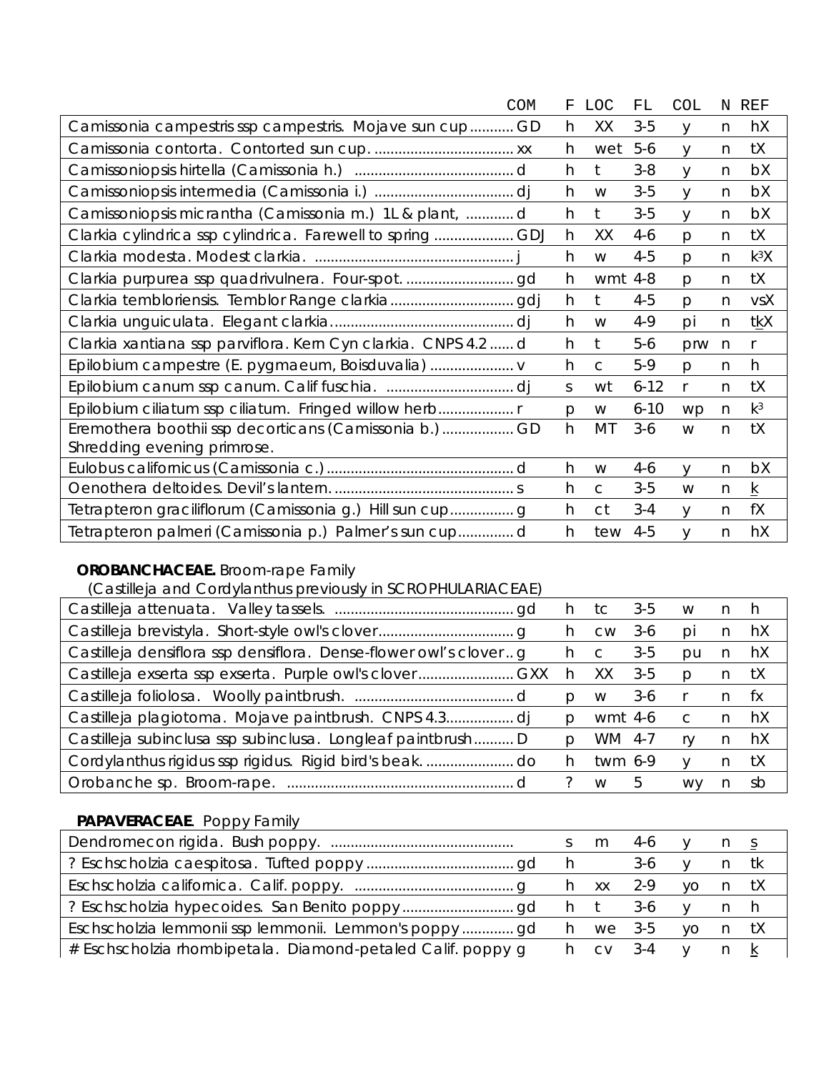| | COM | F | LOC | FL | COL | N | REF |
|---|---|---|---|---|---|---|---|
| Camissonia campestris ssp campestris. Mojave sun cup | GD | h | XX | 3-5 | y | n | hX |
| Camissonia contorta. Contorted sun cup. | xx | h | wet | 5-6 | y | n | tX |
| Camissoniopsis hirtella (Camissonia h.) | d | h | t | 3-8 | y | n | bX |
| Camissoniopsis intermedia (Camissonia i.) | dj | h | w | 3-5 | y | n | bX |
| Camissoniopsis micrantha (Camissonia m.) 1L & plant, | d | h | t | 3-5 | y | n | bX |
| Clarkia cylindrica ssp cylindrica. Farewell to spring | GDJ | h | XX | 4-6 | p | n | tX |
| Clarkia modesta. Modest clarkia. | j | h | w | 4-5 | p | n | k³X |
| Clarkia purpurea ssp quadrivulnera. Four-spot. | gd | h | wmt | 4-8 | p | n | tX |
| Clarkia tembloriensis. Temblor Range clarkia | gdj | h | t | 4-5 | p | n | vsX |
| Clarkia unguiculata. Elegant clarkia | dj | h | w | 4-9 | pi | n | tkX |
| Clarkia xantiana ssp parviflora. Kern Cyn clarkia. CNPS 4.2 | d | h | t | 5-6 | prw | n | r |
| Epilobium campestre (E. pygmaeum, Boisduvalia) | v | h | c | 5-9 | p | n | h |
| Epilobium canum ssp canum. Calif fuschia. | dj | s | wt | 6-12 | r | n | tX |
| Epilobium ciliatum ssp ciliatum. Fringed willow herb | r | p | w | 6-10 | wp | n | k³ |
| Eremothera boothii ssp decorticans (Camissonia b.) Shredding evening primrose. | GD | h | MT | 3-6 | w | n | tX |
| Eulobus californicus (Camissonia c.) | d | h | w | 4-6 | y | n | bX |
| Oenothera deltoides. Devil's lantern. | s | h | c | 3-5 | w | n | k |
| Tetrapteron graciliflorum (Camissonia g.) Hill sun cup | g | h | ct | 3-4 | y | n | fX |
| Tetrapteron palmeri (Camissonia p.) Palmer's sun cup | d | h | tew | 4-5 | y | n | hX |

**OROBANCHACEAE.** Broom-rape Family
(Castilleja and Cordylanthus previously in SCROPHULARIACEAE)

| | COM | F | LOC | FL | COL | N | REF |
|---|---|---|---|---|---|---|---|
| Castilleja attenuata. Valley tassels. | gd | h | tc | 3-5 | w | n | h |
| Castilleja brevistyla. Short-style owl's clover | g | h | cw | 3-6 | pi | n | hX |
| Castilleja densiflora ssp densiflora. Dense-flower owl's clover | g | h | c | 3-5 | pu | n | hX |
| Castilleja exserta ssp exserta. Purple owl's clover | GXX | h | XX | 3-5 | p | n | tX |
| Castilleja foliolosa. Woolly paintbrush. | d | p | w | 3-6 | r | n | fx |
| Castilleja plagiotoma. Mojave paintbrush. CNPS 4.3 | dj | p | wmt | 4-6 | c | n | hX |
| Castilleja subinclusa ssp subinclusa. Longleaf paintbrush | D | p | WM | 4-7 | ry | n | hX |
| Cordylanthus rigidus ssp rigidus. Rigid bird's beak. | do | h | twm | 6-9 | y | n | tX |
| Orobanche sp. Broom-rape. | d | ? | w | 5 | wy | n | sb |

**PAPAVERACEAE**. Poppy Family

| | COM | F | LOC | FL | COL | N | REF |
|---|---|---|---|---|---|---|---|
| Dendromecon rigida. Bush poppy. | | s | m | 4-6 | y | n | s |
| ? Eschscholzia caespitosa. Tufted poppy | gd | h | | 3-6 | y | n | tk |
| Eschscholzia californica. Calif. poppy. | g | h | xx | 2-9 | yo | n | tX |
| ? Eschscholzia hypecoides. San Benito poppy | gd | h | t | 3-6 | y | n | h |
| Eschscholzia lemmonii ssp lemmonii. Lemmon's poppy | gd | h | we | 3-5 | yo | n | tX |
| # Eschscholzia rhombipetala. Diamond-petaled Calif. poppy | g | h | cv | 3-4 | y | n | k |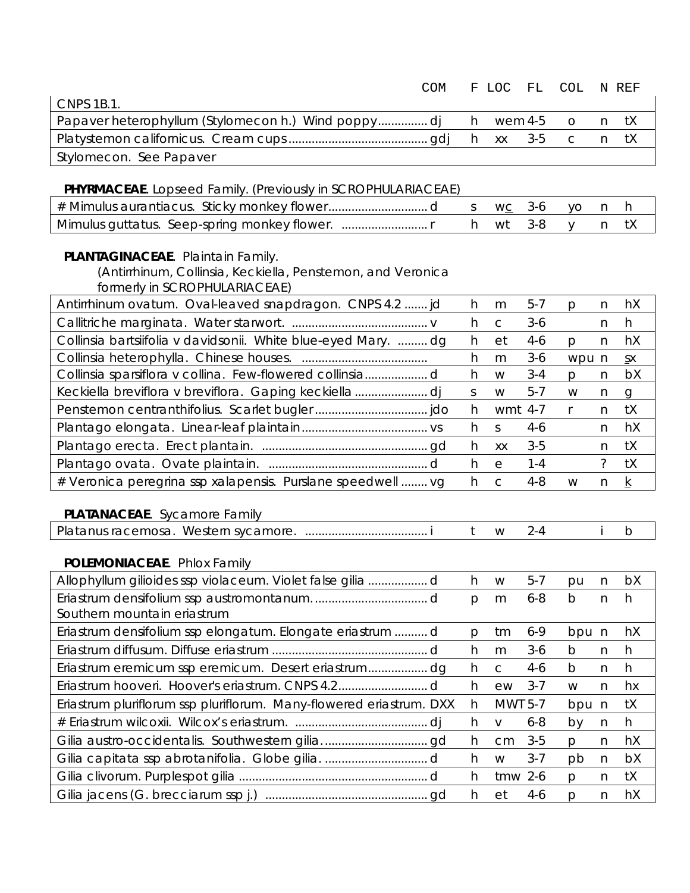| | COM | F | LOC | FL | COL | N | REF |
|---|---|---|---|---|---|---|---|
| CNPS 1B.1. | | | | | | | |
| Papaver heterophyllum (Stylomecon h.) Wind poppy.............. | dj | h | wem | 4-5 | o | n | tX |
| Platystemon californicus. Cream cups.......................................... | gdj | h | xx | 3-5 | c | n | tX |
| Stylomecon. See Papaver | | | | | | | |

**PHYRMACEAE**. Lopseed Family. (Previously in SCROPHULARIACEAE)

| | COM | F | LOC | FL | COL | N | REF |
|---|---|---|---|---|---|---|---|
| # Mimulus aurantiacus. Sticky monkey flower............................. | d | s | wc | 3-6 | yo | n | h |
| Mimulus guttatus. Seep-spring monkey flower. .......................... | r | h | wt | 3-8 | y | n | tX |

**PLANTAGINACEAE**. Plaintain Family.
(Antirrhinum, Collinsia, Keckiella, Penstemon, and Veronica formerly in SCROPHULARIACEAE)

| | COM | F | LOC | FL | COL | N | REF |
|---|---|---|---|---|---|---|---|
| Antirrhinum ovatum. Oval-leaved snapdragon. CNPS 4.2 ....... | jd | h | m | 5-7 | p | n | hX |
| Callitriche marginata. Water starwort. ......................................... | v | h | c | 3-6 | | n | h |
| Collinsia bartsiifolia v davidsonii. White blue-eyed Mary. ......... | dg | h | et | 4-6 | p | n | hX |
| Collinsia heterophylla. Chinese houses. ...................................... | | h | m | 3-6 | wpu | n | sx |
| Collinsia sparsiflora v collina. Few-flowered collinsia.................. | d | h | w | 3-4 | p | n | bX |
| Keckiella breviflora v breviflora. Gaping keckiella ...................... | dj | s | w | 5-7 | w | n | g |
| Penstemon centranthifolius. Scarlet bugler.................................. | jdo | h | wmt | 4-7 | r | n | tX |
| Plantago elongata. Linear-leaf plaintain...................................... | vs | h | s | 4-6 | | n | hX |
| Plantago erecta. Erect plantain. .................................................. | gd | h | xx | 3-5 | | n | tX |
| Plantago ovata. Ovate plaintain. ................................................ | d | h | e | 1-4 | | ? | tX |
| # Veronica peregrina ssp xalapensis. Purslane speedwell ........ | vg | h | c | 4-8 | w | n | k |

**PLATANACEAE**. Sycamore Family

| | COM | F | LOC | FL | COL | N | REF |
|---|---|---|---|---|---|---|---|
| Platanus racemosa. Western sycamore. ..................................... | i | t | w | 2-4 | | i | b |

**POLEMONIACEAE**. Phlox Family

| | COM | F | LOC | FL | COL | N | REF |
|---|---|---|---|---|---|---|---|
| Allophyllum gilioides ssp violaceum. Violet false gilia .................. | d | h | w | 5-7 | pu | n | bX |
| Eriastrum densifolium ssp austromontanum. .................................. Southern mountain eriastrum | d | p | m | 6-8 | b | n | h |
| Eriastrum densifolium ssp elongatum. Elongate eriastrum .......... | d | p | tm | 6-9 | bpu | n | hX |
| Eriastrum diffusum. Diffuse eriastrum ............................................... | d | h | m | 3-6 | b | n | h |
| Eriastrum eremicum ssp eremicum. Desert eriastrum.................. | dg | h | c | 4-6 | b | n | h |
| Eriastrum hooveri. Hoover's eriastrum. CNPS 4.2........................... | d | h | ew | 3-7 | w | n | hx |
| Eriastrum pluriflorum ssp pluriflorum. Many-flowered eriastrum. | DXX | h | MWT | 5-7 | bpu | n | tX |
| # Eriastrum wilcoxii. Wilcox's eriastrum. ........................................ | dj | h | v | 6-8 | by | n | h |
| Gilia austro-occidentalis. Southwestern gilia................................ | gd | h | cm | 3-5 | p | n | hX |
| Gilia capitata ssp abrotanifolia. Globe gilia. ............................... | d | h | w | 3-7 | pb | n | bX |
| Gilia clivorum. Purplespot gilia ......................................................... | d | h | tmw | 2-6 | p | n | tX |
| Gilia jacens (G. brecciarum ssp j.) ................................................. | gd | h | et | 4-6 | p | n | hX |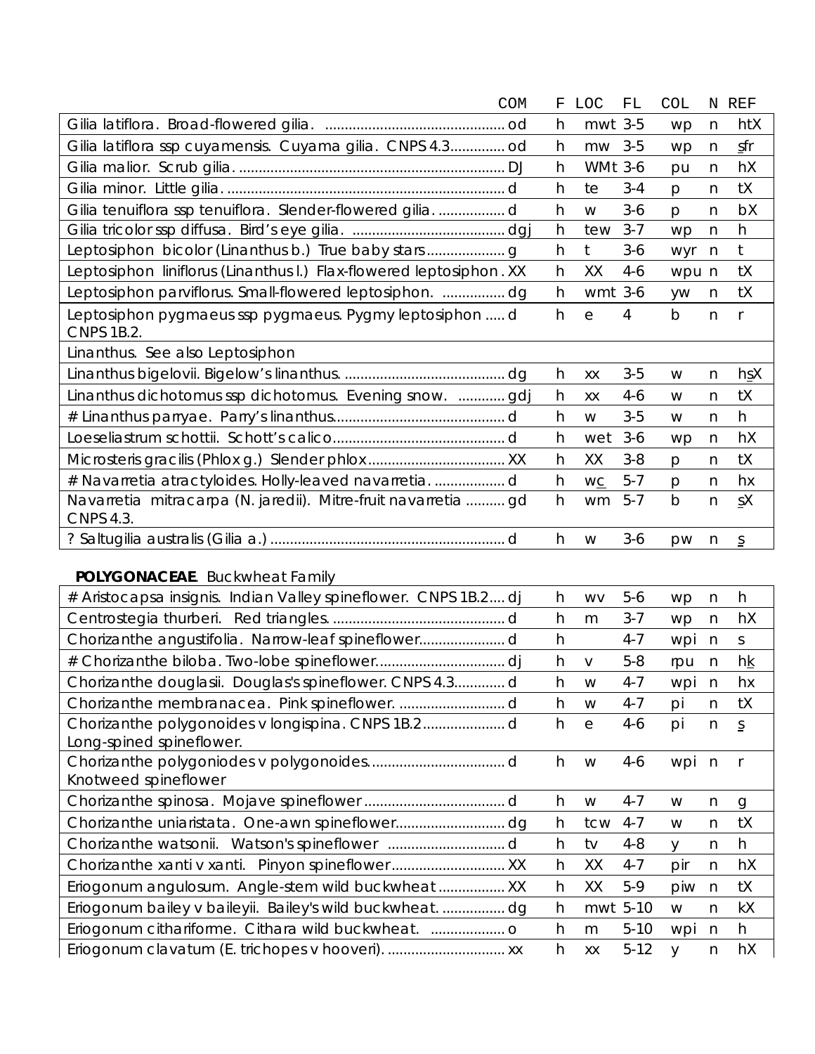| | COM | F | LOC | FL | COL | N | REF |
|---|---|---|---|---|---|---|---|
| Gilia latiflora. Broad-flowered gilia. | od | h | mwt | 3-5 | wp | n | htX |
| Gilia latiflora ssp cuyamensis. Cuyama gilia. CNPS 4.3 | od | h | mw | 3-5 | wp | n | sfr |
| Gilia malior. Scrub gilia. | DJ | h | WMt | 3-6 | pu | n | hX |
| Gilia minor. Little gilia. | d | h | te | 3-4 | p | n | tX |
| Gilia tenuiflora ssp tenuiflora. Slender-flowered gilia. | d | h | w | 3-6 | p | n | bX |
| Gilia tricolor ssp diffusa. Bird's eye gilia. | dgj | h | tew | 3-7 | wp | n | h |
| Leptosiphon bicolor (Linanthus b.) True baby stars | g | h | t | 3-6 | wyr | n | t |
| Leptosiphon liniflorus (Linanthus l.) Flax-flowered leptosiphon | XX | h | XX | 4-6 | wpu | n | tX |
| Leptosiphon parviflorus. Small-flowered leptosiphon. | dg | h | wmt | 3-6 | yw | n | tX |
| Leptosiphon pygmaeus ssp pygmaeus. Pygmy leptosiphon CNPS 1B.2. | d | h | e | 4 | b | n | r |
| Linanthus. See also Leptosiphon | | | | | | | |
| Linanthus bigelovii. Bigelow's linanthus. | dg | h | xx | 3-5 | w | n | hsX |
| Linanthus dichotomus ssp dichotomus. Evening snow. | gdj | h | xx | 4-6 | w | n | tX |
| # Linanthus parryae. Parry's linanthus | d | h | w | 3-5 | w | n | h |
| Loeseliastrum schottii. Schott's calico | d | h | wet | 3-6 | wp | n | hX |
| Microsteris gracilis (Phlox g.) Slender phlox | XX | h | XX | 3-8 | p | n | tX |
| # Navarretia atractyloides. Holly-leaved navarretia. | d | h | wc | 5-7 | p | n | hx |
| Navarretia mitracarpa (N. jaredii). Mitre-fruit navarretia CNPS 4.3. | gd | h | wm | 5-7 | b | n | sX |
| ? Saltugilia australis (Gilia a.) | d | h | w | 3-6 | pw | n | s |

**POLYGONACEAE**. Buckwheat Family

| | COM | F | LOC | FL | COL | N | REF |
|---|---|---|---|---|---|---|---|
| # Aristocapsa insignis. Indian Valley spineflower. CNPS 1B.2 | dj | h | wv | 5-6 | wp | n | h |
| Centrostegia thurberi. Red triangles. | d | h | m | 3-7 | wp | n | hX |
| Chorizanthe angustifolia. Narrow-leaf spineflower | d | h | | 4-7 | wpi | n | s |
| # Chorizanthe biloba. Two-lobe spineflower | dj | h | v | 5-8 | rpu | n | hk |
| Chorizanthe douglasii. Douglas's spineflower. CNPS 4.3 | d | h | w | 4-7 | wpi | n | hx |
| Chorizanthe membranacea. Pink spineflower. | d | h | w | 4-7 | pi | n | tX |
| Chorizanthe polygonoides v longispina. CNPS 1B.2 Long-spined spineflower. | d | h | e | 4-6 | pi | n | s |
| Chorizanthe polygoniodes v polygonoides. Knotweed spineflower | d | h | w | 4-6 | wpi | n | r |
| Chorizanthe spinosa. Mojave spineflower | d | h | w | 4-7 | w | n | g |
| Chorizanthe uniaristata. One-awn spineflower | dg | h | tcw | 4-7 | w | n | tX |
| Chorizanthe watsonii. Watson's spineflower | d | h | tv | 4-8 | y | n | h |
| Chorizanthe xanti v xanti. Pinyon spineflower | XX | h | XX | 4-7 | pir | n | hX |
| Eriogonum angulosum. Angle-stem wild buckwheat | XX | h | XX | 5-9 | piw | n | tX |
| Eriogonum bailey v baileyii. Bailey's wild buckwheat. | dg | h | mwt | 5-10 | w | n | kX |
| Eriogonum cithariforme. Cithara wild buckwheat. | o | h | m | 5-10 | wpi | n | h |
| Eriogonum clavatum (E. trichopes v hooveri). | xx | h | xx | 5-12 | y | n | hX |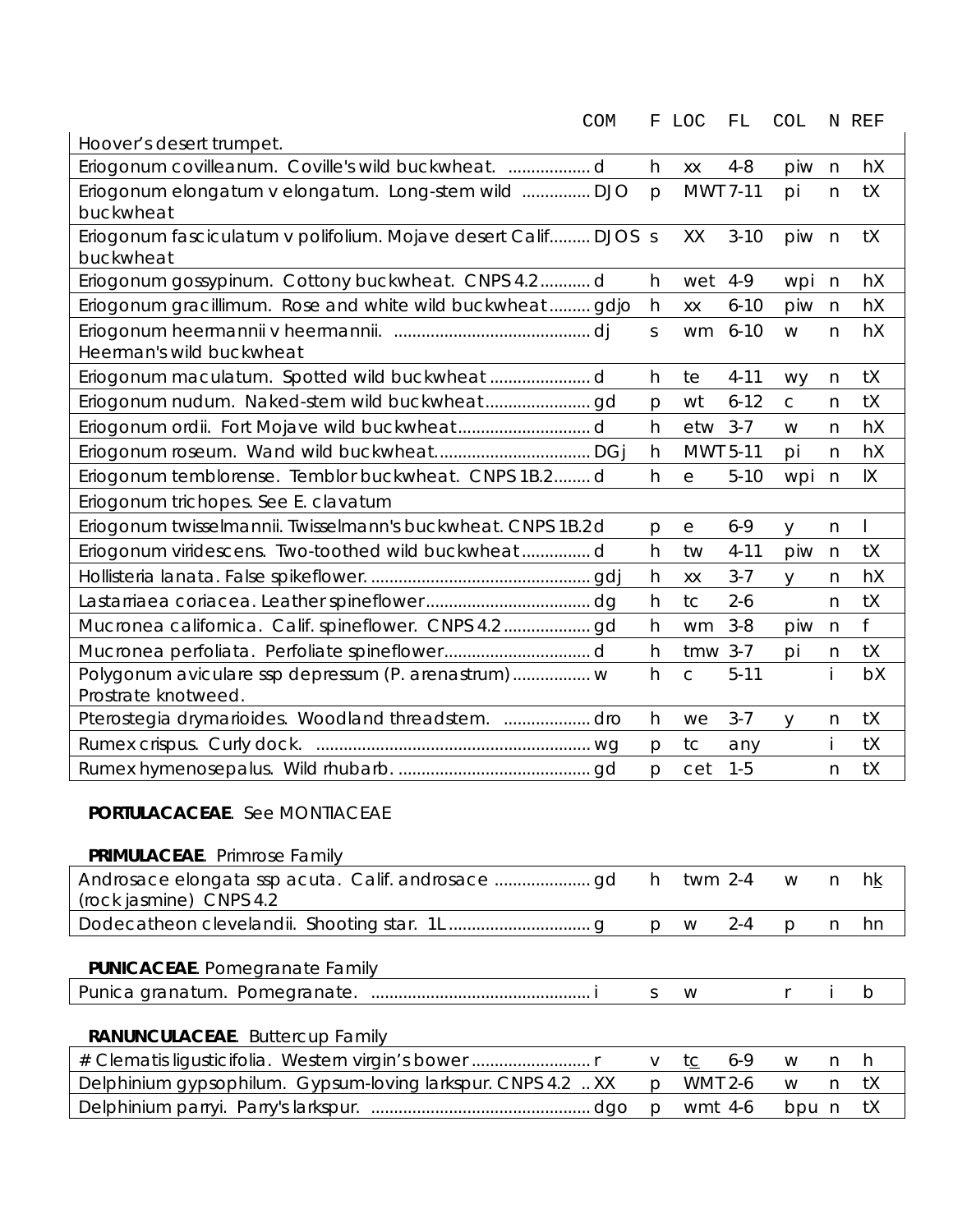| | COM | F | LOC | FL | COL | N | REF |
|---|---|---|---|---|---|---|---|
| Hoover's desert trumpet. | | | | | | | |
| Eriogonum covilleanum. Coville's wild buckwheat. .................. | d | h | xx | 4-8 | piw | n | hX |
| Eriogonum elongatum v elongatum. Long-stem wild ............... buckwheat | DJO | p | MWT | 7-11 | pi | n | tX |
| Eriogonum fasciculatum v polifolium. Mojave desert Calif......... buckwheat | DJOS | s | XX | 3-10 | piw | n | tX |
| Eriogonum gossypinum. Cottony buckwheat. CNPS 4.2........... | d | h | wet | 4-9 | wpi | n | hX |
| Eriogonum gracillimum. Rose and white wild buckwheat......... | gdjo | h | xx | 6-10 | piw | n | hX |
| Eriogonum heermannii v heermannii. ........................................... Heerman's wild buckwheat | dj | s | wm | 6-10 | w | n | hX |
| Eriogonum maculatum. Spotted wild buckwheat ...................... | d | h | te | 4-11 | wy | n | tX |
| Eriogonum nudum. Naked-stem wild buckwheat....................... | gd | p | wt | 6-12 | c | n | tX |
| Eriogonum ordii. Fort Mojave wild buckwheat............................. | d | h | etw | 3-7 | w | n | hX |
| Eriogonum roseum. Wand wild buckwheat................................. | DGj | h | MWT | 5-11 | pi | n | hX |
| Eriogonum temblorense. Temblor buckwheat. CNPS 1B.2........ | d | h | e | 5-10 | wpi | n | lX |
| Eriogonum trichopes. See E. clavatum | | | | | | | |
| Eriogonum twisselmannii. Twisselmann's buckwheat. CNPS 1B.2 | d | p | e | 6-9 | y | n | l |
| Eriogonum viridescens. Two-toothed wild buckwheat............... | d | h | tw | 4-11 | piw | n | tX |
| Hollisteria lanata. False spikeflower. ................................................ | gdj | h | xx | 3-7 | y | n | hX |
| Lastarriaea coriacea. Leather spineflower.................................... | dg | h | tc | 2-6 | | n | tX |
| Mucronea californica. Calif. spineflower. CNPS 4.2 ................... | gd | h | wm | 3-8 | piw | n | f |
| Mucronea perfoliata. Perfoliate spineflower................................ | d | h | tmw | 3-7 | pi | n | tX |
| Polygonum aviculare ssp depressum (P. arenastrum)................. Prostrate knotweed. | w | h | c | 5-11 | | i | bX |
| Pterostegia drymarioides. Woodland threadstem. ................... | dro | h | we | 3-7 | y | n | tX |
| Rumex crispus. Curly dock. ............................................................ | wg | p | tc | any | | i | tX |
| Rumex hymenosepalus. Wild rhubarb. .......................................... | gd | p | cet | 1-5 | | n | tX |

**PORTULACACEAE**. See MONTIACEAE

**PRIMULACEAE**. Primrose Family

| | COM | F | LOC | FL | COL | N | REF |
|---|---|---|---|---|---|---|---|
| Androsace elongata ssp acuta. Calif. androsace ..................... (rock jasmine) CNPS 4.2 | gd | h | twm | 2-4 | w | n | hk |
| Dodecatheon clevelandii. Shooting star. 1L............................... | g | p | w | 2-4 | p | n | hn |

**PUNICACEAE**. Pomegranate Family

| | COM | F | LOC | FL | COL | N | REF |
|---|---|---|---|---|---|---|---|
| Punica granatum. Pomegranate. ................................................ | i | s | w | | r | i | b |

**RANUNCULACEAE**. Buttercup Family

| | COM | F | LOC | FL | COL | N | REF |
|---|---|---|---|---|---|---|---|
| # Clematis ligusticifolia. Western virgin's bower .......................... | r | v | tc | 6-9 | w | n | h |
| Delphinium gypsophilum. Gypsum-loving larkspur. CNPS 4.2 .. | XX | p | WMT | 2-6 | w | n | tX |
| Delphinium parryi. Parry's larkspur. ................................................ | dgo | p | wmt | 4-6 | bpu | n | tX |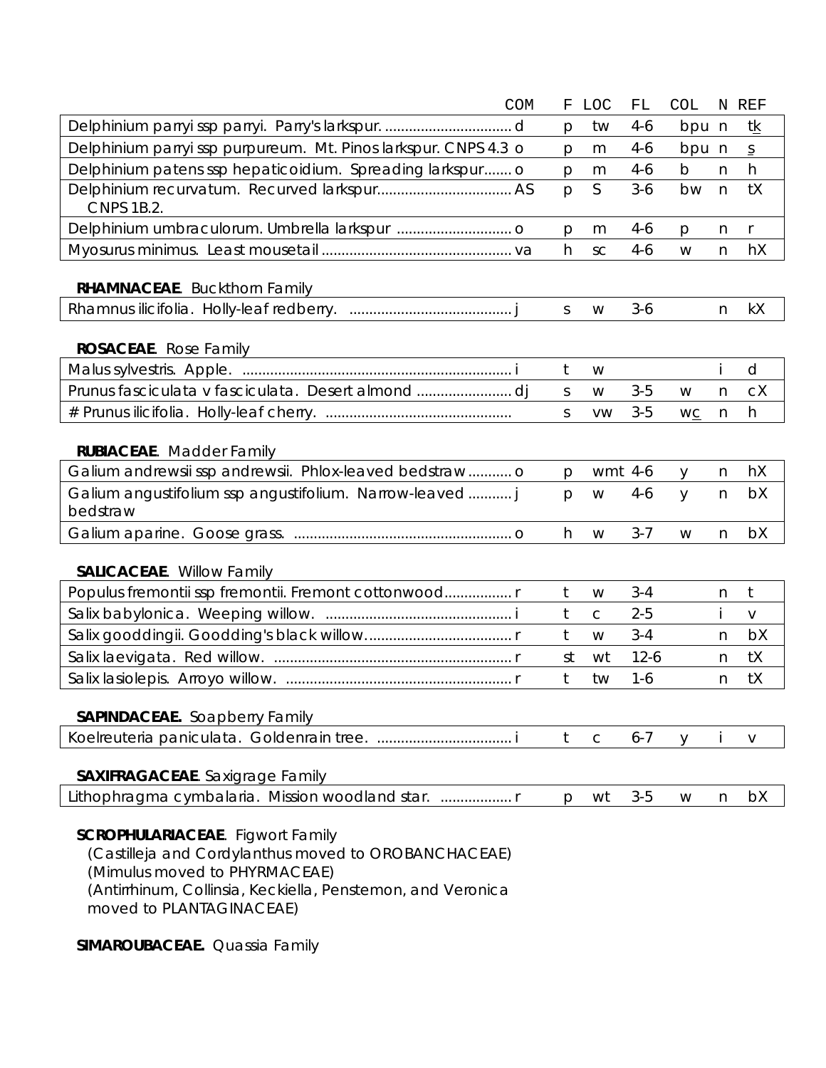| | COM | F | LOC | FL | COL | N | REF |
|---|---|---|---|---|---|---|---|
| Delphinium parryi ssp parryi. Parry's larkspur. | d | p | tw | 4-6 | bpu | n | tk |
| Delphinium parryi ssp purpureum. Mt. Pinos larkspur. CNPS 4.3 | o | p | m | 4-6 | bpu | n | s |
| Delphinium patens ssp hepaticoidium. Spreading larkspur | o | p | m | 4-6 | b | n | h |
| Delphinium recurvatum. Recurved larkspur. CNPS 1B.2. | AS | p | S | 3-6 | bw | n | tX |
| Delphinium umbraculorum. Umbrella larkspur | o | p | m | 4-6 | p | n | r |
| Myosurus minimus. Least mousetail | va | h | sc | 4-6 | w | n | hX |

**RHAMNACEAE**. Buckthorn Family

| | COM | F | LOC | FL | COL | N | REF |
|---|---|---|---|---|---|---|---|
| Rhamnus ilicifolia. Holly-leaf redberry. | j | s | w | 3-6 | | n | kX |

**ROSACEAE**. Rose Family

| | COM | F | LOC | FL | COL | N | REF |
|---|---|---|---|---|---|---|---|
| Malus sylvestris. Apple. | i | t | w | | | i | d |
| Prunus fasciculata v fasciculata. Desert almond | dj | s | w | 3-5 | w | n | cX |
| # Prunus ilicifolia. Holly-leaf cherry. | | s | vw | 3-5 | wc | n | h |

**RUBIACEAE**. Madder Family

| | COM | F | LOC | FL | COL | N | REF |
|---|---|---|---|---|---|---|---|
| Galium andrewsii ssp andrewsii. Phlox-leaved bedstraw | o | p | wmt | 4-6 | y | n | hX |
| Galium angustifolium ssp angustifolium. Narrow-leaved bedstraw | j | p | w | 4-6 | y | n | bX |
| Galium aparine. Goose grass. | o | h | w | 3-7 | w | n | bX |

**SALICACEAE**. Willow Family

| | COM | F | LOC | FL | COL | N | REF |
|---|---|---|---|---|---|---|---|
| Populus fremontii ssp fremontii. Fremont cottonwood | r | t | w | 3-4 | | n | t |
| Salix babylonica. Weeping willow. | i | t | c | 2-5 | | i | v |
| Salix gooddingii. Goodding's black willow. | r | t | w | 3-4 | | n | bX |
| Salix laevigata. Red willow. | r | st | wt | 12-6 | | n | tX |
| Salix lasiolepis. Arroyo willow. | r | t | tw | 1-6 | | n | tX |

**SAPINDACEAE.** Soapberry Family

| | COM | F | LOC | FL | COL | N | REF |
|---|---|---|---|---|---|---|---|
| Koelreuteria paniculata. Goldenrain tree. | i | t | c | 6-7 | y | i | v |

**SAXIFRAGACEAE**. Saxigrage Family

| | COM | F | LOC | FL | COL | N | REF |
|---|---|---|---|---|---|---|---|
| Lithophragma cymbalaria. Mission woodland star. | r | p | wt | 3-5 | w | n | bX |

**SCROPHULARIACEAE**. Figwort Family
(Castilleja and Cordylanthus moved to OROBANCHACEAE)
(Mimulus moved to PHYRMACEAE)
(Antirrhinum, Collinsia, Keckiella, Penstemon, and Veronica moved to PLANTAGINACEAE)

**SIMAROUBACEAE.** Quassia Family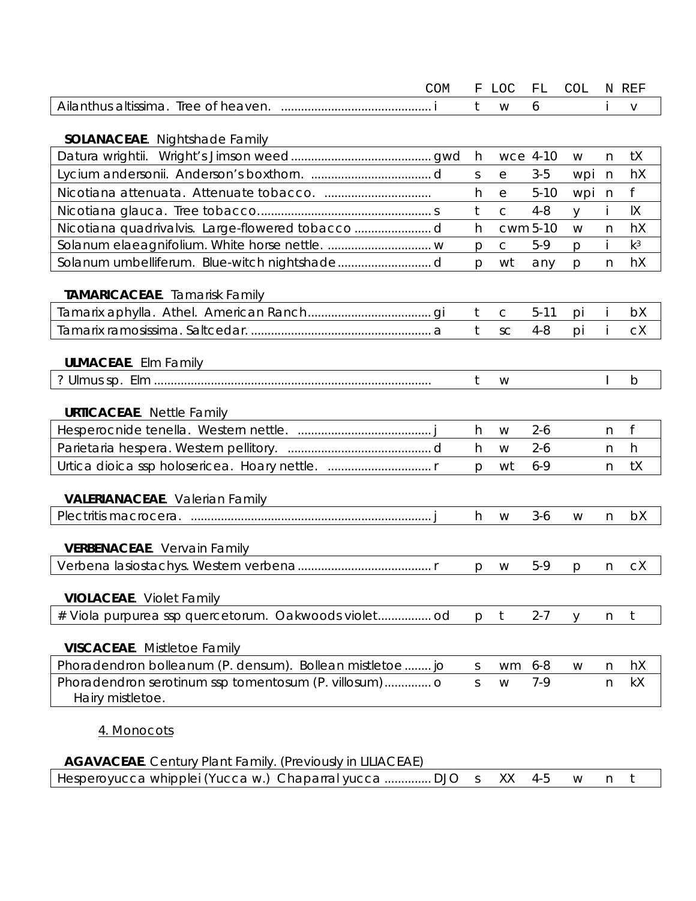| | COM | F | LOC | FL | COL | N | REF |
|---|---|---|---|---|---|---|---|
| Ailanthus altissima. Tree of heaven. | i | t | w | 6 | | i | v |

**SOLANACEAE**. Nightshade Family

| | COM | F | LOC | FL | COL | N | REF |
|---|---|---|---|---|---|---|---|
| Datura wrightii. Wright's Jimson weed | gwd | h | wce | 4-10 | w | n | tX |
| Lycium andersonii. Anderson's boxthorn. | d | s | e | 3-5 | wpi | n | hX |
| Nicotiana attenuata. Attenuate tobacco. | | h | e | 5-10 | wpi | n | f |
| Nicotiana glauca. Tree tobacco | s | t | c | 4-8 | y | i | lX |
| Nicotiana quadrivalvis. Large-flowered tobacco | d | h | cwm | 5-10 | w | n | hX |
| Solanum elaeagnifolium. White horse nettle. | w | p | c | 5-9 | p | i | k[3] |
| Solanum umbelliferum. Blue-witch nightshade | d | p | wt | any | p | n | hX |

**TAMARICACEAE**. Tamarisk Family

| | COM | F | LOC | FL | COL | N | REF |
|---|---|---|---|---|---|---|---|
| Tamarix aphylla. Athel. American Ranch | gi | t | c | 5-11 | pi | i | bX |
| Tamarix ramosissima. Saltcedar. | a | t | sc | 4-8 | pi | i | cX |

**ULMACEAE**. Elm Family

| | COM | F | LOC | FL | COL | N | REF |
|---|---|---|---|---|---|---|---|
| ? Ulmus sp. Elm | | t | w | | | I | b |

**URTICACEAE**. Nettle Family

| | COM | F | LOC | FL | COL | N | REF |
|---|---|---|---|---|---|---|---|
| Hesperocnide tenella. Western nettle. | j | h | w | 2-6 | | n | f |
| Parietaria hespera. Western pellitory. | d | h | w | 2-6 | | n | h |
| Urtica dioica ssp holosericea. Hoary nettle. | r | p | wt | 6-9 | | n | tX |

**VALERIANACEAE**. Valerian Family

| | COM | F | LOC | FL | COL | N | REF |
|---|---|---|---|---|---|---|---|
| Plectritis macrocera. | j | h | w | 3-6 | w | n | bX |

**VERBENACEAE**. Vervain Family

| | COM | F | LOC | FL | COL | N | REF |
|---|---|---|---|---|---|---|---|
| Verbena lasiostachys. Western verbena | r | p | w | 5-9 | p | n | cX |

**VIOLACEAE**. Violet Family

| | COM | F | LOC | FL | COL | N | REF |
|---|---|---|---|---|---|---|---|
| # Viola purpurea ssp quercetorum. Oakwoods violet | od | p | t | 2-7 | y | n | t |

**VISCACEAE**. Mistletoe Family

| | COM | F | LOC | FL | COL | N | REF |
|---|---|---|---|---|---|---|---|
| Phoradendron bolleanum (P. densum). Bollean mistletoe | jo | s | wm | 6-8 | w | n | hX |
| Phoradendron serotinum ssp tomentosum (P. villosum) Hairy mistletoe. | o | s | w | 7-9 | | n | kX |

4. Monocots

**AGAVACEAE**. Century Plant Family. (Previously in LILIACEAE)

| | COM | F | LOC | FL | COL | N | REF |
|---|---|---|---|---|---|---|---|
| Hesperoyucca whipplei (Yucca w.) Chaparral yucca | DJO | s | XX | 4-5 | w | n | t |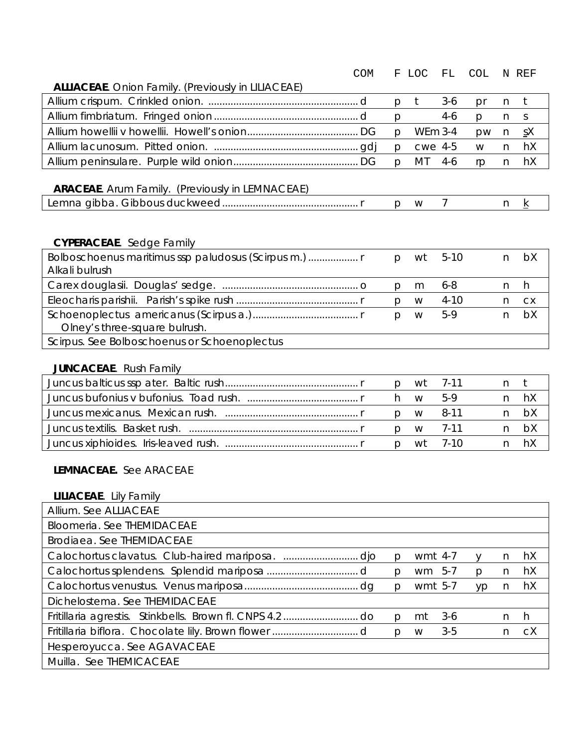| | COM | F | LOC | FL | COL | N | REF |
|---|---|---|---|---|---|---|---|

**ALLIACEAE**. Onion Family. (Previously in LILIACEAE)

| Species | COM | F | LOC | FL | COL | N | REF |
|---|---|---|---|---|---|---|---|
| Allium crispum. Crinkled onion. | d | p | t | 3-6 | pr | n | t |
| Allium fimbriatum. Fringed onion | d | p | | 4-6 | p | n | s |
| Allium howellii v howellii. Howell's onion | DG | p | WEm | 3-4 | pw | n | sX |
| Allium lacunosum. Pitted onion. | gdj | p | cwe | 4-5 | w | n | hX |
| Allium peninsulare. Purple wild onion | DG | p | MT | 4-6 | rp | n | hX |

**ARACEAE**. Arum Family. (Previously in LEMNACEAE)

| Species | COM | F | LOC | FL | COL | N | REF |
|---|---|---|---|---|---|---|---|
| Lemna gibba. Gibbous duckweed | r | p | w | 7 | | n | k |

**CYPERACEAE**. Sedge Family

| Species | COM | F | LOC | FL | COL | N | REF |
|---|---|---|---|---|---|---|---|
| Bolboschoenus maritimus ssp paludosus (Scirpus m.) Alkali bulrush | r | p | wt | 5-10 | | n | bX |
| Carex douglasii. Douglas' sedge. | o | p | m | 6-8 | | n | h |
| Eleocharis parishii. Parish's spike rush | r | p | w | 4-10 | | n | cx |
| Schoenoplectus americanus (Scirpus a.) Olney's three-square bulrush. | r | p | w | 5-9 | | n | bX |
| Scirpus. See Bolboschoenus or Schoenoplectus | | | | | | | |

**JUNCACEAE**. Rush Family

| Species | COM | F | LOC | FL | COL | N | REF |
|---|---|---|---|---|---|---|---|
| Juncus balticus ssp ater. Baltic rush | r | p | wt | 7-11 | | n | t |
| Juncus bufonius v bufonius. Toad rush. | r | h | w | 5-9 | | n | hX |
| Juncus mexicanus. Mexican rush. | r | p | w | 8-11 | | n | bX |
| Juncus textilis. Basket rush. | r | p | w | 7-11 | | n | bX |
| Juncus xiphioides. Iris-leaved rush. | r | p | wt | 7-10 | | n | hX |

**LEMNACEAE.** See ARACEAE

**LILIACEAE**. Lily Family

| Species | COM | F | LOC | FL | COL | N | REF |
|---|---|---|---|---|---|---|---|
| Allium. See ALLIACEAE | | | | | | | |
| Bloomeria. See THEMIDACEAE | | | | | | | |
| Brodiaea. See THEMIDACEAE | | | | | | | |
| Calochortus clavatus. Club-haired mariposa. | djo | p | wmt | 4-7 | y | n | hX |
| Calochortus splendens. Splendid mariposa | d | p | wm | 5-7 | p | n | hX |
| Calochortus venustus. Venus mariposa | dg | p | wmt | 5-7 | yp | n | hX |
| Dichelostema. See THEMIDACEAE | | | | | | | |
| Fritillaria agrestis. Stinkbells. Brown fl. CNPS 4.2 | do | p | mt | 3-6 | | n | h |
| Fritillaria biflora. Chocolate lily. Brown flower | d | p | w | 3-5 | | n | cX |
| Hesperoyucca. See AGAVACEAE | | | | | | | |
| Muilla. See THEMICACEAE | | | | | | | |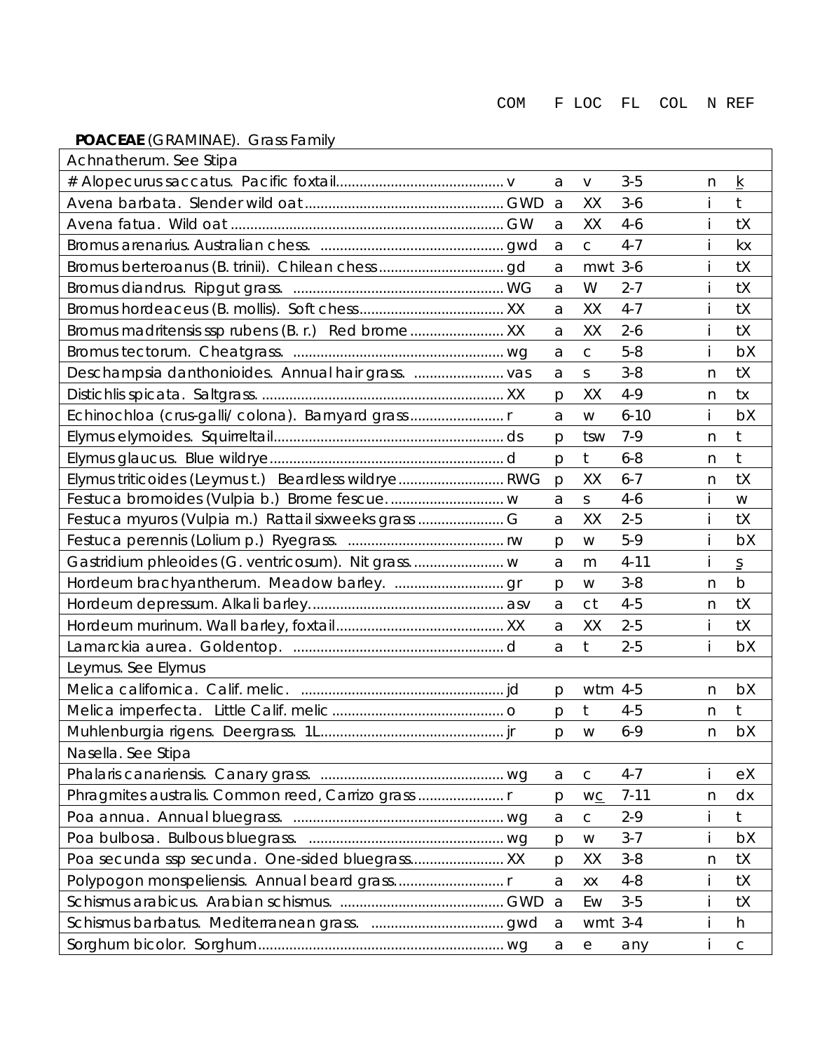COM F LOC FL COL N REF

**POACEAE** (GRAMINAE). Grass Family

| Species | COM | F | LOC | FL | COL | N | REF |
|---|---|---|---|---|---|---|---|
| Achnatherum. See Stipa | | | | | | | |
| # Alopecurus saccatus. Pacific foxtail | v | a | v | 3-5 | | n | <u>k</u> |
| Avena barbata. Slender wild oat | GWD | a | XX | 3-6 | | i | t |
| Avena fatua. Wild oat | GW | a | XX | 4-6 | | i | tX |
| Bromus arenarius. Australian chess. | gwd | a | c | 4-7 | | i | kx |
| Bromus berteroanus (B. trinii). Chilean chess | gd | a | mwt | 3-6 | | i | tX |
| Bromus diandrus. Ripgut grass. | WG | a | W | 2-7 | | i | tX |
| Bromus hordeaceus (B. mollis). Soft chess | XX | a | XX | 4-7 | | i | tX |
| Bromus madritensis ssp rubens (B. r.) Red brome | XX | a | XX | 2-6 | | i | tX |
| Bromus tectorum. Cheatgrass. | wg | a | c | 5-8 | | i | bX |
| Deschampsia danthonioides. Annual hair grass. | vas | a | s | 3-8 | | n | tX |
| Distichlis spicata. Saltgrass. | XX | p | XX | 4-9 | | n | tx |
| Echinochloa (crus-galli/ colona). Barnyard grass | r | a | w | 6-10 | | i | bX |
| Elymus elymoides. Squirreltail | ds | p | tsw | 7-9 | | n | t |
| Elymus glaucus. Blue wildrye | d | p | t | 6-8 | | n | t |
| Elymus triticoides (Leymus t.) Beardless wildrye | RWG | p | XX | 6-7 | | n | tX |
| Festuca bromoides (Vulpia b.) Brome fescue. | w | a | s | 4-6 | | i | w |
| Festuca myuros (Vulpia m.) Rattail sixweeks grass | G | a | XX | 2-5 | | i | tX |
| Festuca perennis (Lolium p.) Ryegrass. | rw | p | w | 5-9 | | i | bX |
| Gastridium phleoides (G. ventricosum). Nit grass. | w | a | m | 4-11 | | i | <u>s</u> |
| Hordeum brachyantherum. Meadow barley. | gr | p | w | 3-8 | | n | b |
| Hordeum depressum. Alkali barley. | asv | a | ct | 4-5 | | n | tX |
| Hordeum murinum. Wall barley, foxtail | XX | a | XX | 2-5 | | i | tX |
| Lamarckia aurea. Goldentop. | d | a | t | 2-5 | | i | bX |
| Leymus. See Elymus | | | | | | | |
| Melica californica. Calif. melic. | jd | p | wtm | 4-5 | | n | bX |
| Melica imperfecta. Little Calif. melic | o | p | t | 4-5 | | n | t |
| Muhlenburgia rigens. Deergrass. 1L | jr | p | w | 6-9 | | n | bX |
| Nasella. See Stipa | | | | | | | |
| Phalaris canariensis. Canary grass. | wg | a | c | 4-7 | | i | eX |
| Phragmites australis. Common reed, Carrizo grass | r | p | w<u>c</u> | 7-11 | | n | dx |
| Poa annua. Annual bluegrass. | wg | a | c | 2-9 | | i | t |
| Poa bulbosa. Bulbous bluegrass. | wg | p | w | 3-7 | | i | bX |
| Poa secunda ssp secunda. One-sided bluegrass | XX | p | XX | 3-8 | | n | tX |
| Polypogon monspeliensis. Annual beard grass. | r | a | xx | 4-8 | | i | tX |
| Schismus arabicus. Arabian schismus. | GWD | a | Ew | 3-5 | | i | tX |
| Schismus barbatus. Mediterranean grass. | gwd | a | wmt | 3-4 | | i | h |
| Sorghum bicolor. Sorghum | wg | a | e | any | | i | c |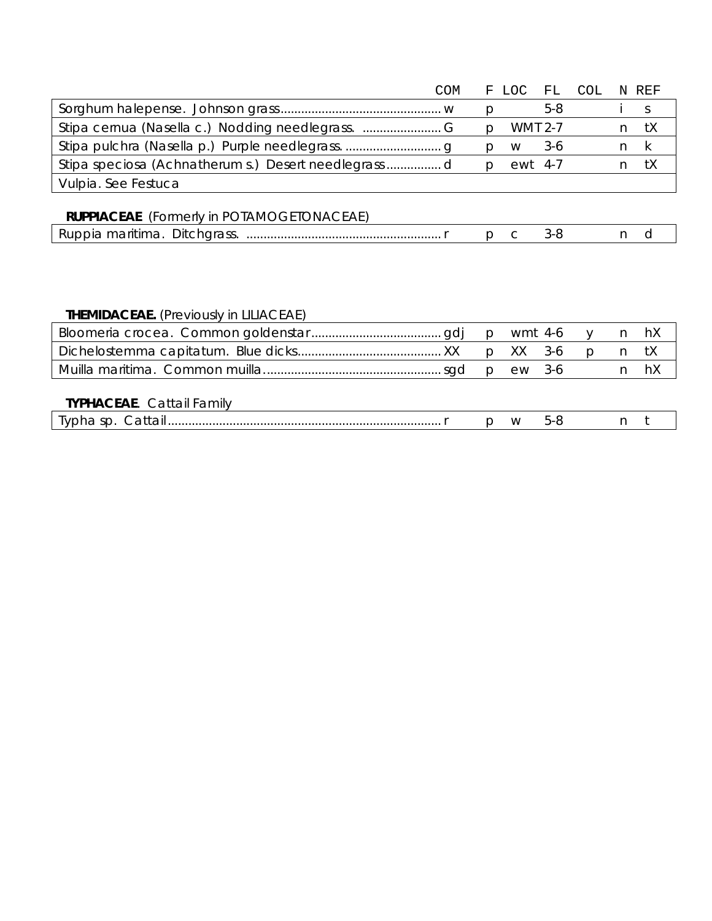| | COM | F | LOC | FL | COL | N | REF |
|---|---|---|---|---|---|---|---|
| Sorghum halepense. Johnson grass | w | p | | 5-8 | | i | s |
| Stipa cernua (Nasella c.) Nodding needlegrass. | G | p | WMT | 2-7 | | n | tX |
| Stipa pulchra (Nasella p.) Purple needlegrass. | g | p | w | 3-6 | | n | k |
| Stipa speciosa (Achnatherum s.) Desert needlegrass | d | p | ewt | 4-7 | | n | tX |
| Vulpia. See Festuca | | | | | | | |

**RUPPIACEAE** (Formerly in POTAMOGETONACEAE)

| | COM | F | LOC | FL | COL | N | REF |
|---|---|---|---|---|---|---|---|
| Ruppia maritima. Ditchgrass. | r | p | c | 3-8 | | n | d |

**THEMIDACEAE.** (Previously in LILIACEAE)

| | COM | F | LOC | FL | COL | N | REF |
|---|---|---|---|---|---|---|---|
| Bloomeria crocea. Common goldenstar | gdj | p | wmt | 4-6 | y | n | hX |
| Dichelostemma capitatum. Blue dicks | XX | p | XX | 3-6 | p | n | tX |
| Muilla maritima. Common muilla | sgd | p | ew | 3-6 | | n | hX |

**TYPHACEAE**. Cattail Family

| | COM | F | LOC | FL | COL | N | REF |
|---|---|---|---|---|---|---|---|
| Typha sp. Cattail | r | p | w | 5-8 | | n | t |